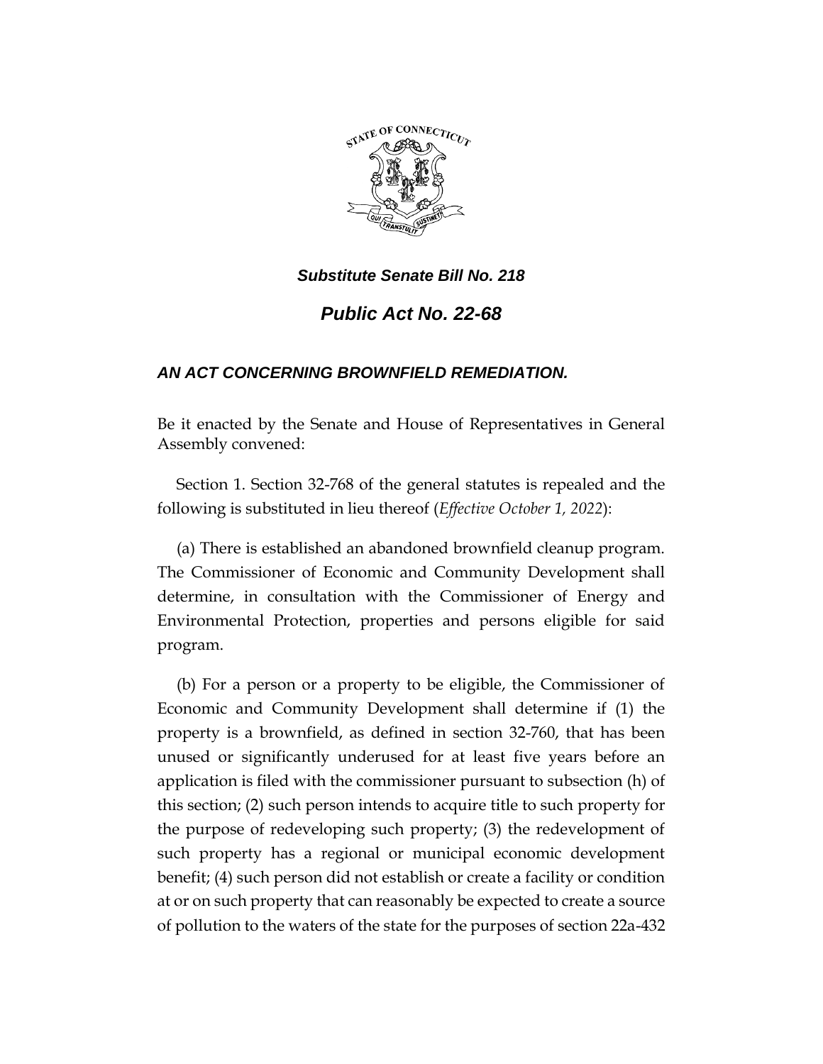***Substitute Senate Bill No. 218***

# ***Public Act No. 22-68***

## ***AN ACT CONCERNING BROWNFIELD REMEDIATION.***

Be it enacted by the Senate and House of Representatives in General Assembly convened:

Section 1. Section 32-768 of the general statutes is repealed and the following is substituted in lieu thereof (*Effective October 1, 2022*):

(a) There is established an abandoned brownfield cleanup program. The Commissioner of Economic and Community Development shall determine, in consultation with the Commissioner of Energy and Environmental Protection, properties and persons eligible for said program.

(b) For a person or a property to be eligible, the Commissioner of Economic and Community Development shall determine if (1) the property is a brownfield, as defined in section 32-760, that has been unused or significantly underused for at least five years before an application is filed with the commissioner pursuant to subsection (h) of this section; (2) such person intends to acquire title to such property for the purpose of redeveloping such property; (3) the redevelopment of such property has a regional or municipal economic development benefit; (4) such person did not establish or create a facility or condition at or on such property that can reasonably be expected to create a source of pollution to the waters of the state for the purposes of section 22a-432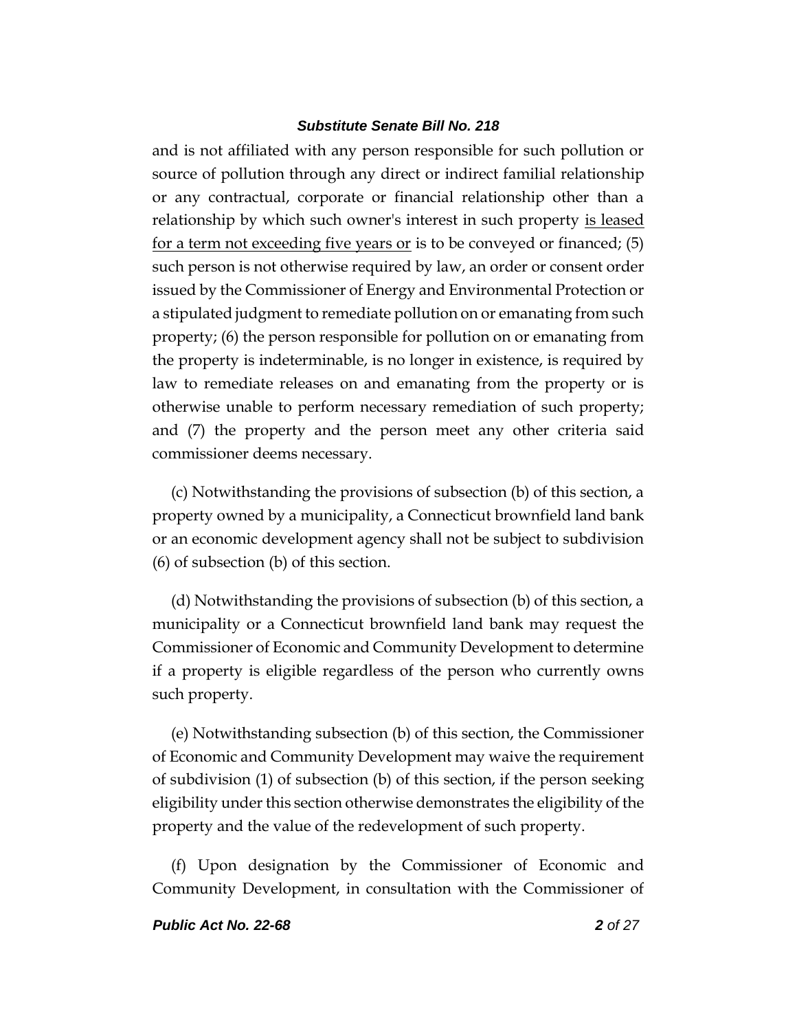and is not affiliated with any person responsible for such pollution or source of pollution through any direct or indirect familial relationship or any contractual, corporate or financial relationship other than a relationship by which such owner's interest in such property <u>is leased for a term not exceeding five years or</u> is to be conveyed or financed; (5) such person is not otherwise required by law, an order or consent order issued by the Commissioner of Energy and Environmental Protection or a stipulated judgment to remediate pollution on or emanating from such property; (6) the person responsible for pollution on or emanating from the property is indeterminable, is no longer in existence, is required by law to remediate releases on and emanating from the property or is otherwise unable to perform necessary remediation of such property; and (7) the property and the person meet any other criteria said commissioner deems necessary.

(c) Notwithstanding the provisions of subsection (b) of this section, a property owned by a municipality, a Connecticut brownfield land bank or an economic development agency shall not be subject to subdivision (6) of subsection (b) of this section.

(d) Notwithstanding the provisions of subsection (b) of this section, a municipality or a Connecticut brownfield land bank may request the Commissioner of Economic and Community Development to determine if a property is eligible regardless of the person who currently owns such property.

(e) Notwithstanding subsection (b) of this section, the Commissioner of Economic and Community Development may waive the requirement of subdivision (1) of subsection (b) of this section, if the person seeking eligibility under this section otherwise demonstrates the eligibility of the property and the value of the redevelopment of such property.

(f) Upon designation by the Commissioner of Economic and Community Development, in consultation with the Commissioner of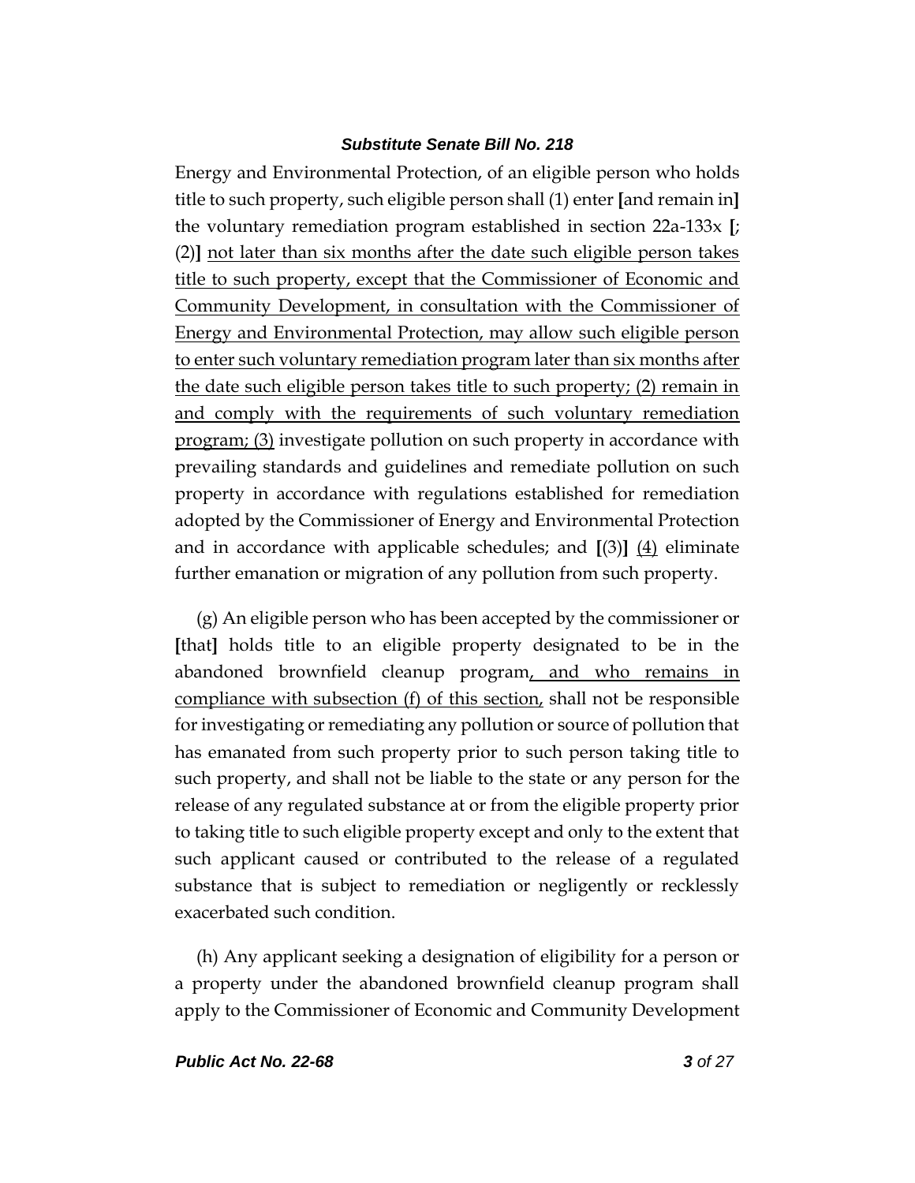Energy and Environmental Protection, of an eligible person who holds title to such property, such eligible person shall (1) enter **[**and remain in**]** the voluntary remediation program established in section 22a-133x **[**; (2)**]** <u>not later than six months after the date such eligible person takes title to such property, except that the Commissioner of Economic and Community Development, in consultation with the Commissioner of Energy and Environmental Protection, may allow such eligible person to enter such voluntary remediation program later than six months after the date such eligible person takes title to such property; (2) remain in and comply with the requirements of such voluntary remediation program; (3)</u> investigate pollution on such property in accordance with prevailing standards and guidelines and remediate pollution on such property in accordance with regulations established for remediation adopted by the Commissioner of Energy and Environmental Protection and in accordance with applicable schedules; and **[**(3)**]** <u>(4)</u> eliminate further emanation or migration of any pollution from such property.

(g) An eligible person who has been accepted by the commissioner or **[**that**]** holds title to an eligible property designated to be in the abandoned brownfield cleanup program<u>, and who remains in compliance with subsection (f) of this section,</u> shall not be responsible for investigating or remediating any pollution or source of pollution that has emanated from such property prior to such person taking title to such property, and shall not be liable to the state or any person for the release of any regulated substance at or from the eligible property prior to taking title to such eligible property except and only to the extent that such applicant caused or contributed to the release of a regulated substance that is subject to remediation or negligently or recklessly exacerbated such condition.

(h) Any applicant seeking a designation of eligibility for a person or a property under the abandoned brownfield cleanup program shall apply to the Commissioner of Economic and Community Development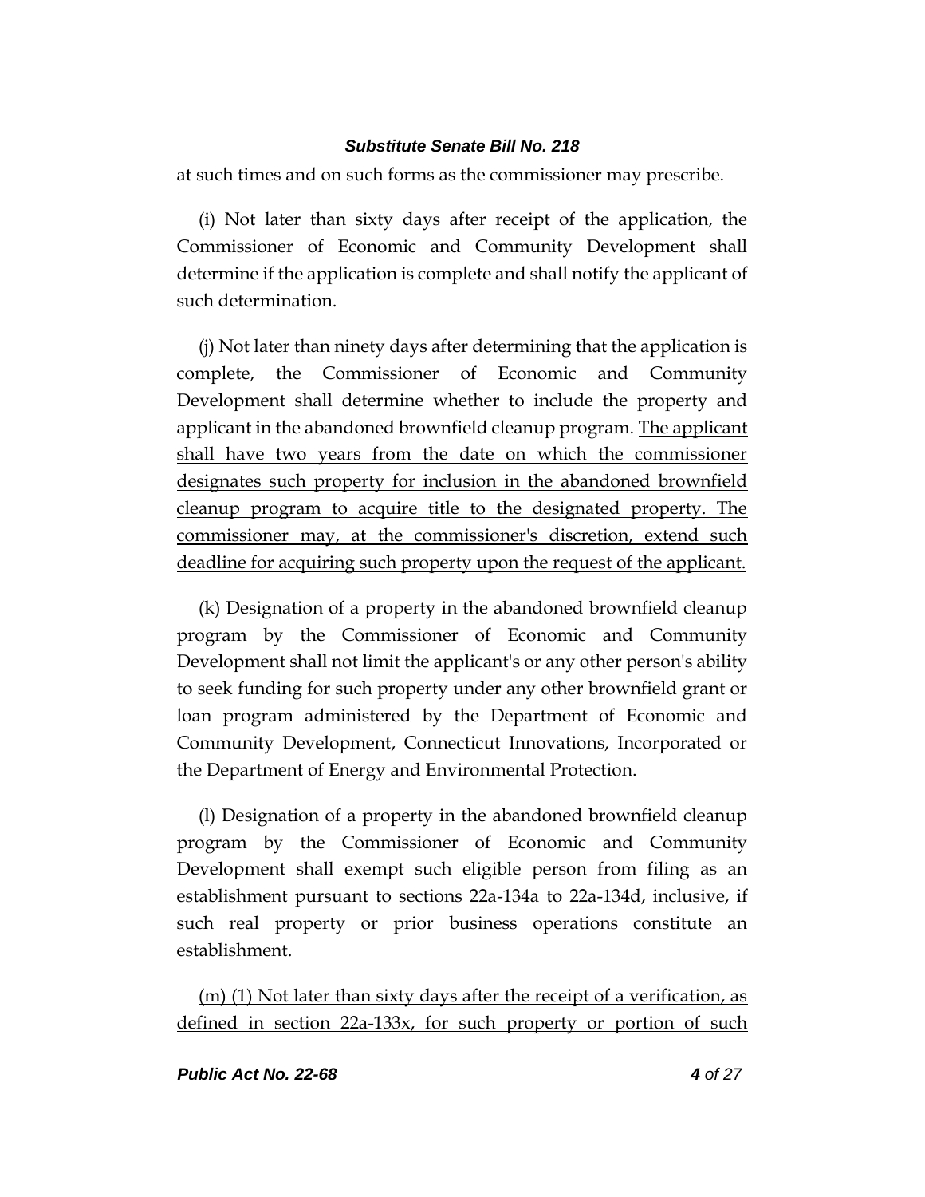at such times and on such forms as the commissioner may prescribe.

(i) Not later than sixty days after receipt of the application, the Commissioner of Economic and Community Development shall determine if the application is complete and shall notify the applicant of such determination.

(j) Not later than ninety days after determining that the application is complete, the Commissioner of Economic and Community Development shall determine whether to include the property and applicant in the abandoned brownfield cleanup program. <u>The applicant shall have two years from the date on which the commissioner designates such property for inclusion in the abandoned brownfield cleanup program to acquire title to the designated property. The commissioner may, at the commissioner's discretion, extend such deadline for acquiring such property upon the request of the applicant.</u>

(k) Designation of a property in the abandoned brownfield cleanup program by the Commissioner of Economic and Community Development shall not limit the applicant's or any other person's ability to seek funding for such property under any other brownfield grant or loan program administered by the Department of Economic and Community Development, Connecticut Innovations, Incorporated or the Department of Energy and Environmental Protection.

(l) Designation of a property in the abandoned brownfield cleanup program by the Commissioner of Economic and Community Development shall exempt such eligible person from filing as an establishment pursuant to sections 22a-134a to 22a-134d, inclusive, if such real property or prior business operations constitute an establishment.

<u>(m) (1) Not later than sixty days after the receipt of a verification, as defined in section 22a-133x, for such property or portion of such</u>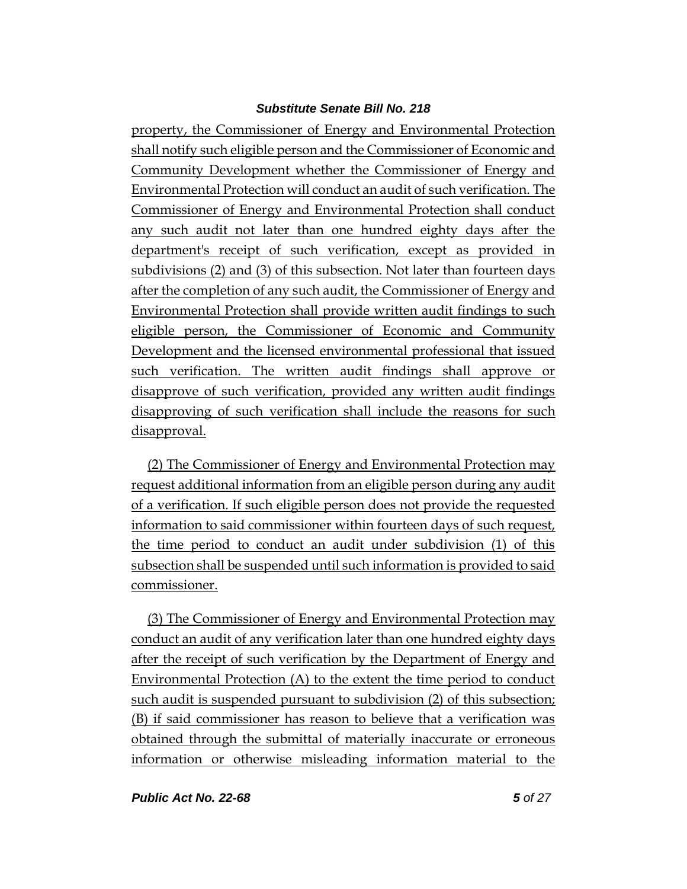property, the Commissioner of Energy and Environmental Protection shall notify such eligible person and the Commissioner of Economic and Community Development whether the Commissioner of Energy and Environmental Protection will conduct an audit of such verification. The Commissioner of Energy and Environmental Protection shall conduct any such audit not later than one hundred eighty days after the department's receipt of such verification, except as provided in subdivisions (2) and (3) of this subsection. Not later than fourteen days after the completion of any such audit, the Commissioner of Energy and Environmental Protection shall provide written audit findings to such eligible person, the Commissioner of Economic and Community Development and the licensed environmental professional that issued such verification. The written audit findings shall approve or disapprove of such verification, provided any written audit findings disapproving of such verification shall include the reasons for such disapproval.

(2) The Commissioner of Energy and Environmental Protection may request additional information from an eligible person during any audit of a verification. If such eligible person does not provide the requested information to said commissioner within fourteen days of such request, the time period to conduct an audit under subdivision (1) of this subsection shall be suspended until such information is provided to said commissioner.

(3) The Commissioner of Energy and Environmental Protection may conduct an audit of any verification later than one hundred eighty days after the receipt of such verification by the Department of Energy and Environmental Protection (A) to the extent the time period to conduct such audit is suspended pursuant to subdivision (2) of this subsection; (B) if said commissioner has reason to believe that a verification was obtained through the submittal of materially inaccurate or erroneous information or otherwise misleading information material to the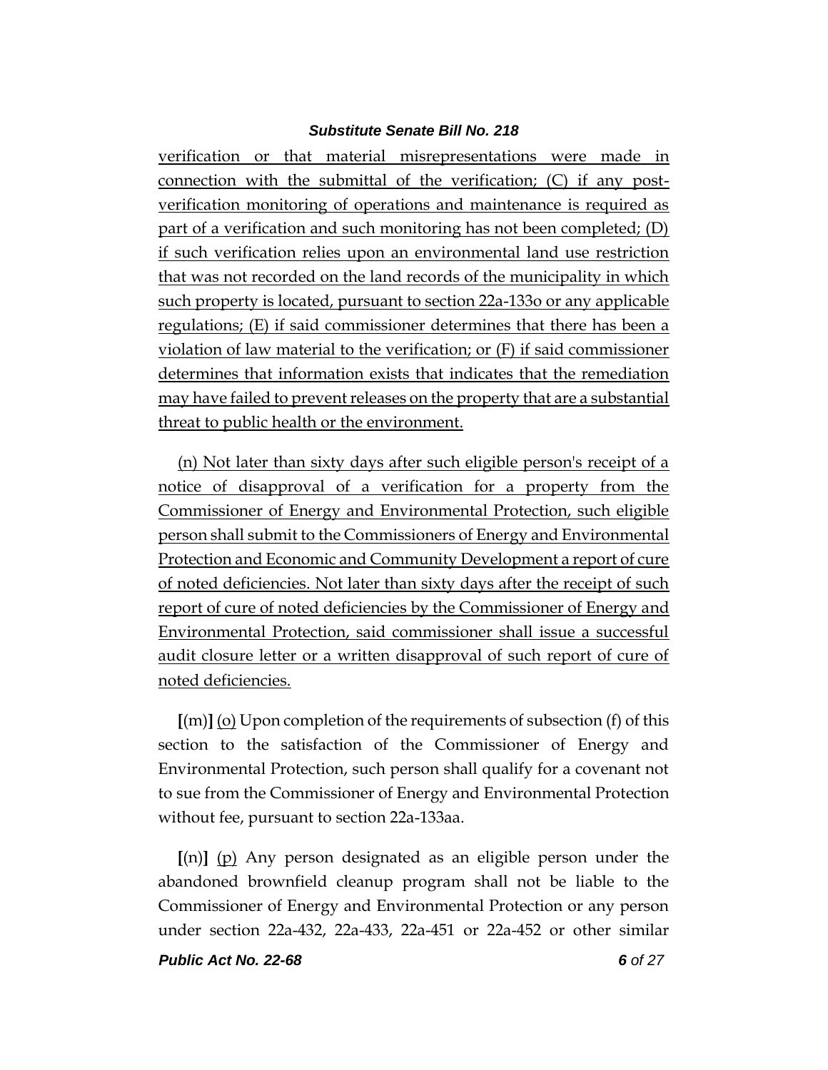verification or that material misrepresentations were made in connection with the submittal of the verification; (C) if any post-verification monitoring of operations and maintenance is required as part of a verification and such monitoring has not been completed; (D) if such verification relies upon an environmental land use restriction that was not recorded on the land records of the municipality in which such property is located, pursuant to section 22a-133o or any applicable regulations; (E) if said commissioner determines that there has been a violation of law material to the verification; or (F) if said commissioner determines that information exists that indicates that the remediation may have failed to prevent releases on the property that are a substantial threat to public health or the environment.

(n) Not later than sixty days after such eligible person's receipt of a notice of disapproval of a verification for a property from the Commissioner of Energy and Environmental Protection, such eligible person shall submit to the Commissioners of Energy and Environmental Protection and Economic and Community Development a report of cure of noted deficiencies. Not later than sixty days after the receipt of such report of cure of noted deficiencies by the Commissioner of Energy and Environmental Protection, said commissioner shall issue a successful audit closure letter or a written disapproval of such report of cure of noted deficiencies.

**[**(m)**]** (o) Upon completion of the requirements of subsection (f) of this section to the satisfaction of the Commissioner of Energy and Environmental Protection, such person shall qualify for a covenant not to sue from the Commissioner of Energy and Environmental Protection without fee, pursuant to section 22a-133aa.

**[**(n)**]** (p) Any person designated as an eligible person under the abandoned brownfield cleanup program shall not be liable to the Commissioner of Energy and Environmental Protection or any person under section 22a-432, 22a-433, 22a-451 or 22a-452 or other similar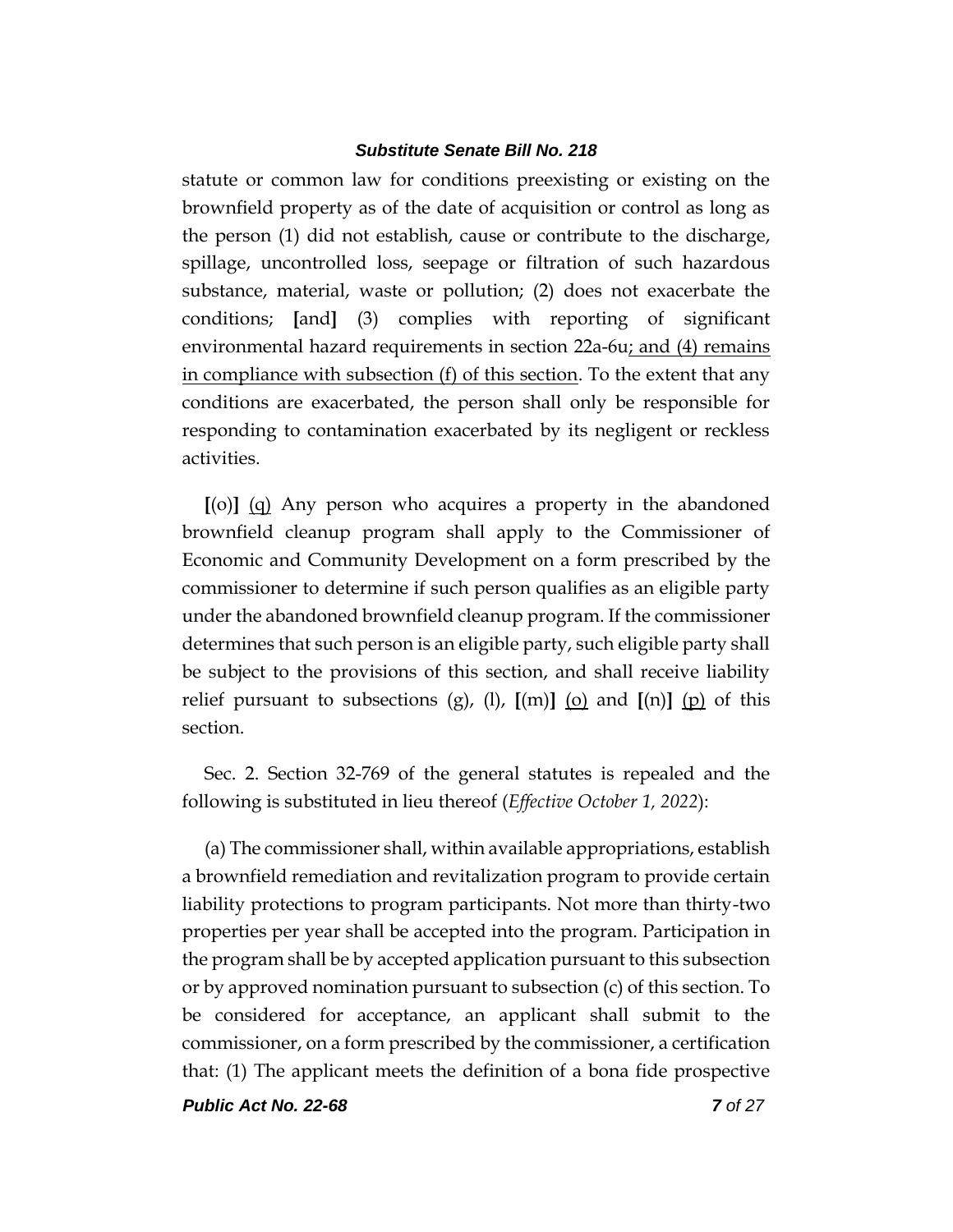statute or common law for conditions preexisting or existing on the brownfield property as of the date of acquisition or control as long as the person (1) did not establish, cause or contribute to the discharge, spillage, uncontrolled loss, seepage or filtration of such hazardous substance, material, waste or pollution; (2) does not exacerbate the conditions; **[**and**]** (3) complies with reporting of significant environmental hazard requirements in section 22a-6u; and (4) remains in compliance with subsection (f) of this section. To the extent that any conditions are exacerbated, the person shall only be responsible for responding to contamination exacerbated by its negligent or reckless activities.

**[**(o)**]** (q) Any person who acquires a property in the abandoned brownfield cleanup program shall apply to the Commissioner of Economic and Community Development on a form prescribed by the commissioner to determine if such person qualifies as an eligible party under the abandoned brownfield cleanup program. If the commissioner determines that such person is an eligible party, such eligible party shall be subject to the provisions of this section, and shall receive liability relief pursuant to subsections (g), (l), **[**(m)**]** (o) and **[**(n)**]** (p) of this section.

Sec. 2. Section 32-769 of the general statutes is repealed and the following is substituted in lieu thereof (*Effective October 1, 2022*):

(a) The commissioner shall, within available appropriations, establish a brownfield remediation and revitalization program to provide certain liability protections to program participants. Not more than thirty-two properties per year shall be accepted into the program. Participation in the program shall be by accepted application pursuant to this subsection or by approved nomination pursuant to subsection (c) of this section. To be considered for acceptance, an applicant shall submit to the commissioner, on a form prescribed by the commissioner, a certification that: (1) The applicant meets the definition of a bona fide prospective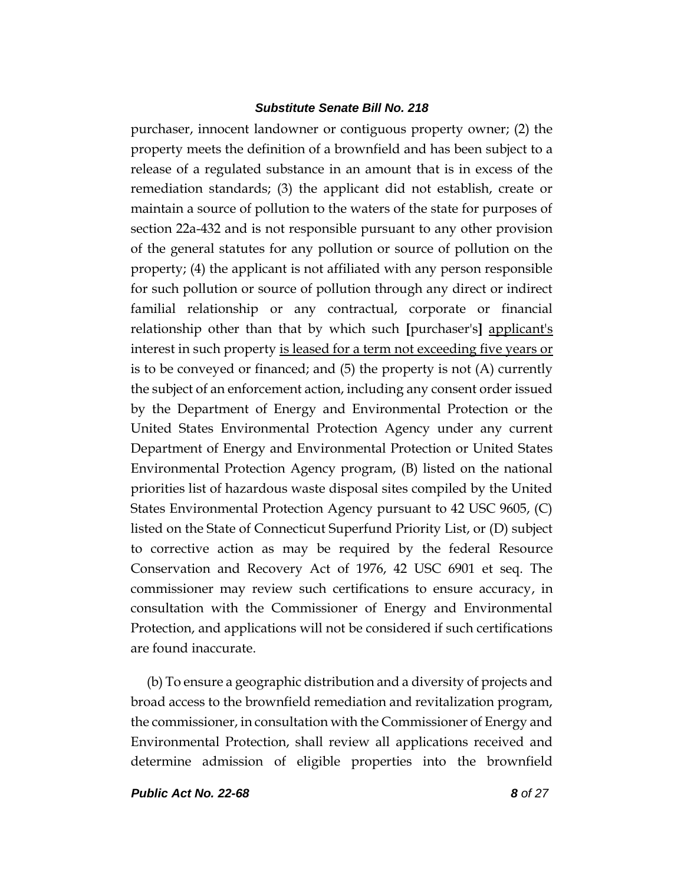purchaser, innocent landowner or contiguous property owner; (2) the property meets the definition of a brownfield and has been subject to a release of a regulated substance in an amount that is in excess of the remediation standards; (3) the applicant did not establish, create or maintain a source of pollution to the waters of the state for purposes of section 22a-432 and is not responsible pursuant to any other provision of the general statutes for any pollution or source of pollution on the property; (4) the applicant is not affiliated with any person responsible for such pollution or source of pollution through any direct or indirect familial relationship or any contractual, corporate or financial relationship other than that by which such **[**purchaser's**]** <u>applicant's</u> interest in such property <u>is leased for a term not exceeding five years or</u> is to be conveyed or financed; and (5) the property is not (A) currently the subject of an enforcement action, including any consent order issued by the Department of Energy and Environmental Protection or the United States Environmental Protection Agency under any current Department of Energy and Environmental Protection or United States Environmental Protection Agency program, (B) listed on the national priorities list of hazardous waste disposal sites compiled by the United States Environmental Protection Agency pursuant to 42 USC 9605, (C) listed on the State of Connecticut Superfund Priority List, or (D) subject to corrective action as may be required by the federal Resource Conservation and Recovery Act of 1976, 42 USC 6901 et seq. The commissioner may review such certifications to ensure accuracy, in consultation with the Commissioner of Energy and Environmental Protection, and applications will not be considered if such certifications are found inaccurate.

(b) To ensure a geographic distribution and a diversity of projects and broad access to the brownfield remediation and revitalization program, the commissioner, in consultation with the Commissioner of Energy and Environmental Protection, shall review all applications received and determine admission of eligible properties into the brownfield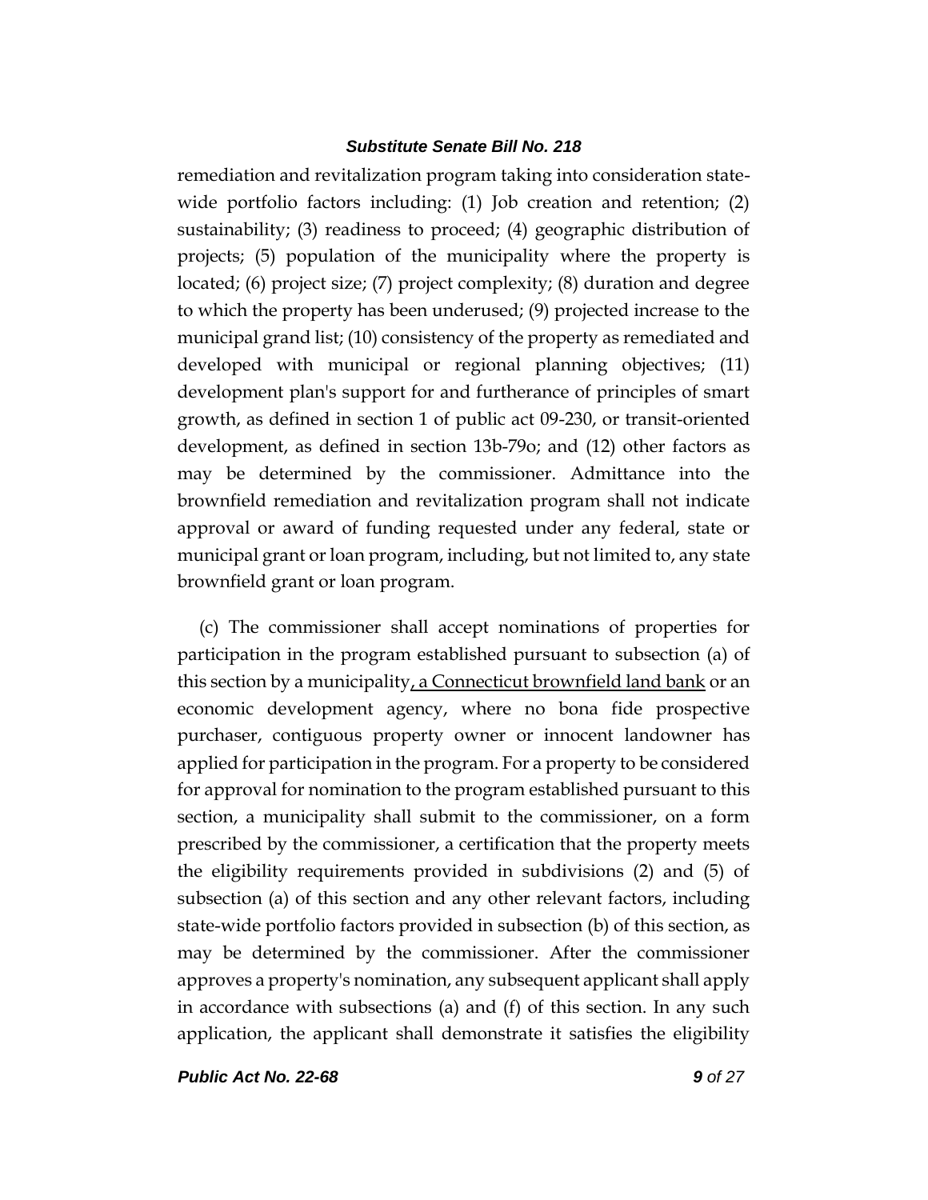remediation and revitalization program taking into consideration state-wide portfolio factors including: (1) Job creation and retention; (2) sustainability; (3) readiness to proceed; (4) geographic distribution of projects; (5) population of the municipality where the property is located; (6) project size; (7) project complexity; (8) duration and degree to which the property has been underused; (9) projected increase to the municipal grand list; (10) consistency of the property as remediated and developed with municipal or regional planning objectives; (11) development plan's support for and furtherance of principles of smart growth, as defined in section 1 of public act 09-230, or transit-oriented development, as defined in section 13b-79o; and (12) other factors as may be determined by the commissioner. Admittance into the brownfield remediation and revitalization program shall not indicate approval or award of funding requested under any federal, state or municipal grant or loan program, including, but not limited to, any state brownfield grant or loan program.

(c) The commissioner shall accept nominations of properties for participation in the program established pursuant to subsection (a) of this section by a municipality<u>, a Connecticut brownfield land bank</u> or an economic development agency, where no bona fide prospective purchaser, contiguous property owner or innocent landowner has applied for participation in the program. For a property to be considered for approval for nomination to the program established pursuant to this section, a municipality shall submit to the commissioner, on a form prescribed by the commissioner, a certification that the property meets the eligibility requirements provided in subdivisions (2) and (5) of subsection (a) of this section and any other relevant factors, including state-wide portfolio factors provided in subsection (b) of this section, as may be determined by the commissioner. After the commissioner approves a property's nomination, any subsequent applicant shall apply in accordance with subsections (a) and (f) of this section. In any such application, the applicant shall demonstrate it satisfies the eligibility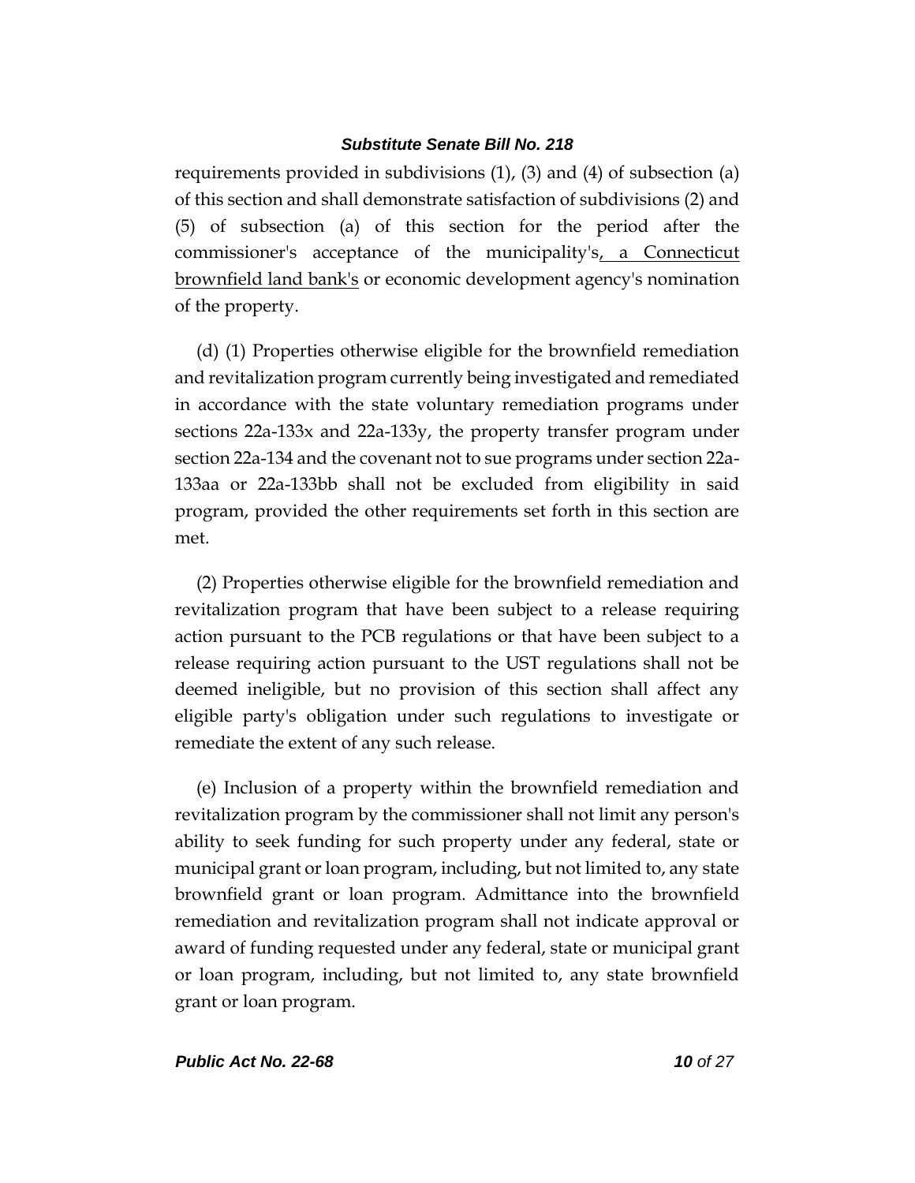requirements provided in subdivisions (1), (3) and (4) of subsection (a) of this section and shall demonstrate satisfaction of subdivisions (2) and (5) of subsection (a) of this section for the period after the commissioner's acceptance of the municipality's, a Connecticut brownfield land bank's or economic development agency's nomination of the property.

(d) (1) Properties otherwise eligible for the brownfield remediation and revitalization program currently being investigated and remediated in accordance with the state voluntary remediation programs under sections 22a-133x and 22a-133y, the property transfer program under section 22a-134 and the covenant not to sue programs under section 22a-133aa or 22a-133bb shall not be excluded from eligibility in said program, provided the other requirements set forth in this section are met.

(2) Properties otherwise eligible for the brownfield remediation and revitalization program that have been subject to a release requiring action pursuant to the PCB regulations or that have been subject to a release requiring action pursuant to the UST regulations shall not be deemed ineligible, but no provision of this section shall affect any eligible party's obligation under such regulations to investigate or remediate the extent of any such release.

(e) Inclusion of a property within the brownfield remediation and revitalization program by the commissioner shall not limit any person's ability to seek funding for such property under any federal, state or municipal grant or loan program, including, but not limited to, any state brownfield grant or loan program. Admittance into the brownfield remediation and revitalization program shall not indicate approval or award of funding requested under any federal, state or municipal grant or loan program, including, but not limited to, any state brownfield grant or loan program.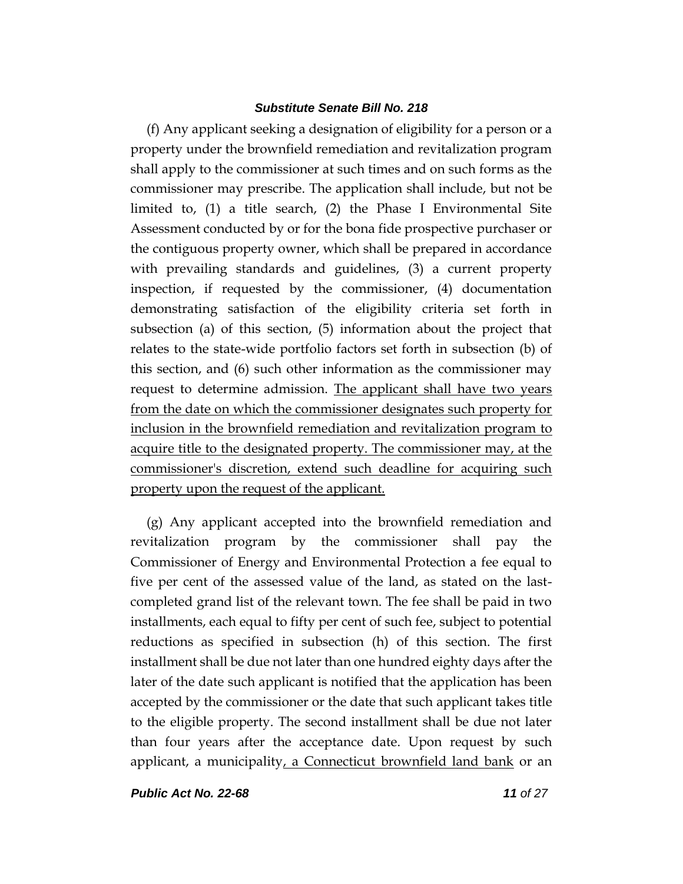(f) Any applicant seeking a designation of eligibility for a person or a property under the brownfield remediation and revitalization program shall apply to the commissioner at such times and on such forms as the commissioner may prescribe. The application shall include, but not be limited to, (1) a title search, (2) the Phase I Environmental Site Assessment conducted by or for the bona fide prospective purchaser or the contiguous property owner, which shall be prepared in accordance with prevailing standards and guidelines, (3) a current property inspection, if requested by the commissioner, (4) documentation demonstrating satisfaction of the eligibility criteria set forth in subsection (a) of this section, (5) information about the project that relates to the state-wide portfolio factors set forth in subsection (b) of this section, and (6) such other information as the commissioner may request to determine admission. <u>The applicant shall have two years from the date on which the commissioner designates such property for inclusion in the brownfield remediation and revitalization program to acquire title to the designated property. The commissioner may, at the commissioner's discretion, extend such deadline for acquiring such property upon the request of the applicant.</u>

(g) Any applicant accepted into the brownfield remediation and revitalization program by the commissioner shall pay the Commissioner of Energy and Environmental Protection a fee equal to five per cent of the assessed value of the land, as stated on the last-completed grand list of the relevant town. The fee shall be paid in two installments, each equal to fifty per cent of such fee, subject to potential reductions as specified in subsection (h) of this section. The first installment shall be due not later than one hundred eighty days after the later of the date such applicant is notified that the application has been accepted by the commissioner or the date that such applicant takes title to the eligible property. The second installment shall be due not later than four years after the acceptance date. Upon request by such applicant, a municipality<u>, a Connecticut brownfield land bank</u> or an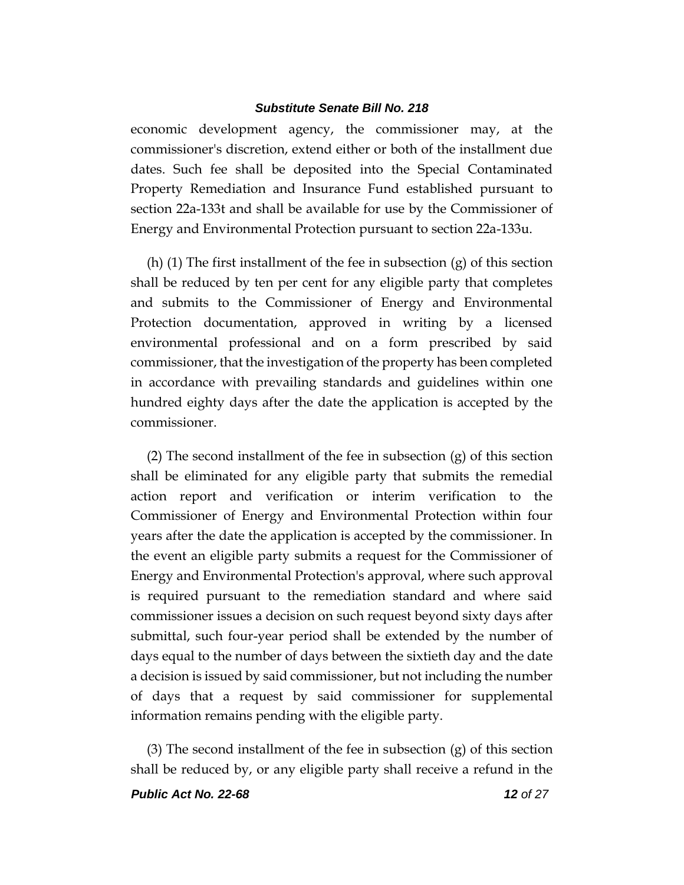economic development agency, the commissioner may, at the commissioner's discretion, extend either or both of the installment due dates. Such fee shall be deposited into the Special Contaminated Property Remediation and Insurance Fund established pursuant to section 22a-133t and shall be available for use by the Commissioner of Energy and Environmental Protection pursuant to section 22a-133u.

(h) (1) The first installment of the fee in subsection (g) of this section shall be reduced by ten per cent for any eligible party that completes and submits to the Commissioner of Energy and Environmental Protection documentation, approved in writing by a licensed environmental professional and on a form prescribed by said commissioner, that the investigation of the property has been completed in accordance with prevailing standards and guidelines within one hundred eighty days after the date the application is accepted by the commissioner.

(2) The second installment of the fee in subsection (g) of this section shall be eliminated for any eligible party that submits the remedial action report and verification or interim verification to the Commissioner of Energy and Environmental Protection within four years after the date the application is accepted by the commissioner. In the event an eligible party submits a request for the Commissioner of Energy and Environmental Protection's approval, where such approval is required pursuant to the remediation standard and where said commissioner issues a decision on such request beyond sixty days after submittal, such four-year period shall be extended by the number of days equal to the number of days between the sixtieth day and the date a decision is issued by said commissioner, but not including the number of days that a request by said commissioner for supplemental information remains pending with the eligible party.

(3) The second installment of the fee in subsection (g) of this section shall be reduced by, or any eligible party shall receive a refund in the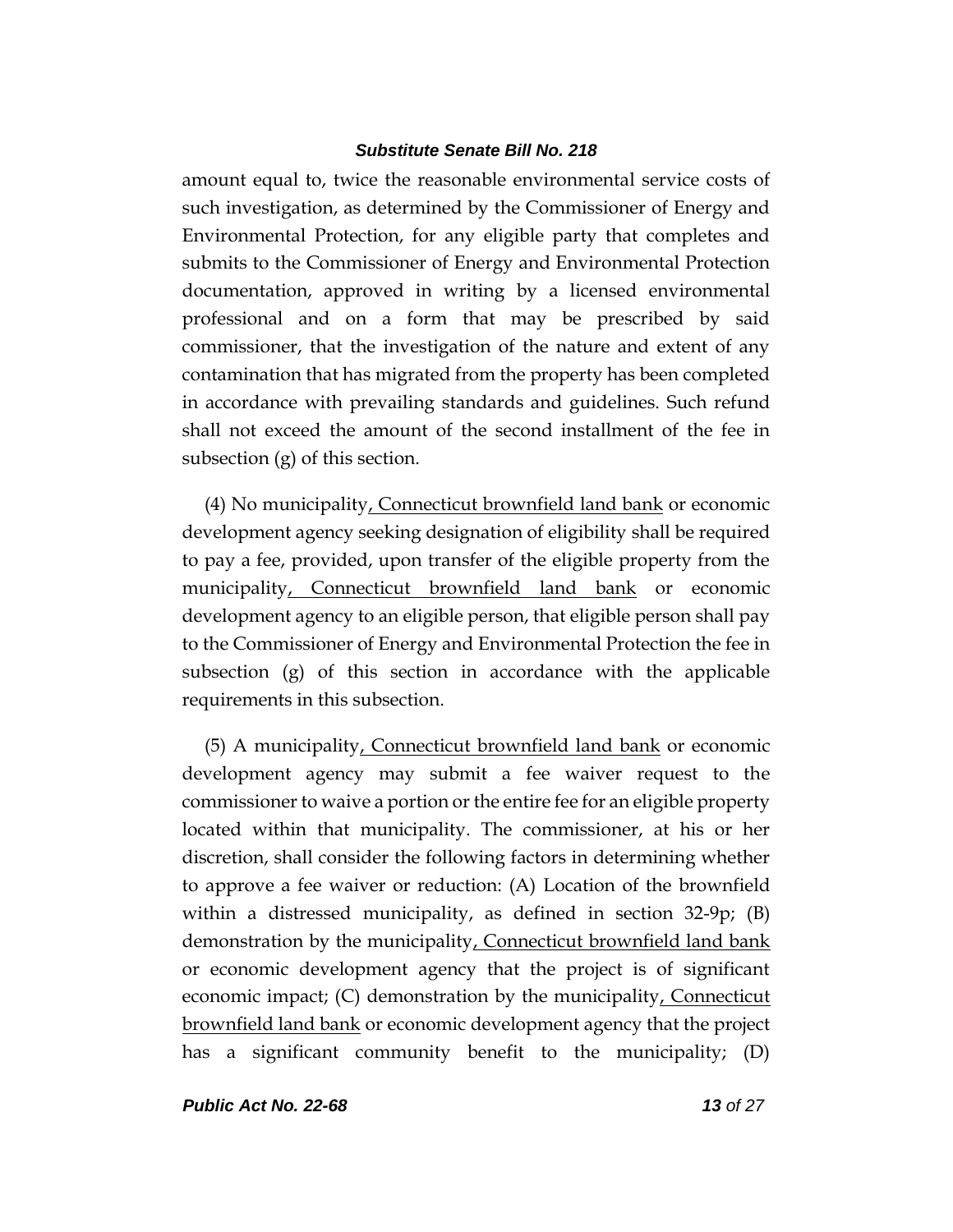amount equal to, twice the reasonable environmental service costs of such investigation, as determined by the Commissioner of Energy and Environmental Protection, for any eligible party that completes and submits to the Commissioner of Energy and Environmental Protection documentation, approved in writing by a licensed environmental professional and on a form that may be prescribed by said commissioner, that the investigation of the nature and extent of any contamination that has migrated from the property has been completed in accordance with prevailing standards and guidelines. Such refund shall not exceed the amount of the second installment of the fee in subsection (g) of this section.

(4) No municipality, Connecticut brownfield land bank or economic development agency seeking designation of eligibility shall be required to pay a fee, provided, upon transfer of the eligible property from the municipality, Connecticut brownfield land bank or economic development agency to an eligible person, that eligible person shall pay to the Commissioner of Energy and Environmental Protection the fee in subsection (g) of this section in accordance with the applicable requirements in this subsection.

(5) A municipality, Connecticut brownfield land bank or economic development agency may submit a fee waiver request to the commissioner to waive a portion or the entire fee for an eligible property located within that municipality. The commissioner, at his or her discretion, shall consider the following factors in determining whether to approve a fee waiver or reduction: (A) Location of the brownfield within a distressed municipality, as defined in section 32-9p; (B) demonstration by the municipality, Connecticut brownfield land bank or economic development agency that the project is of significant economic impact; (C) demonstration by the municipality, Connecticut brownfield land bank or economic development agency that the project has a significant community benefit to the municipality; (D)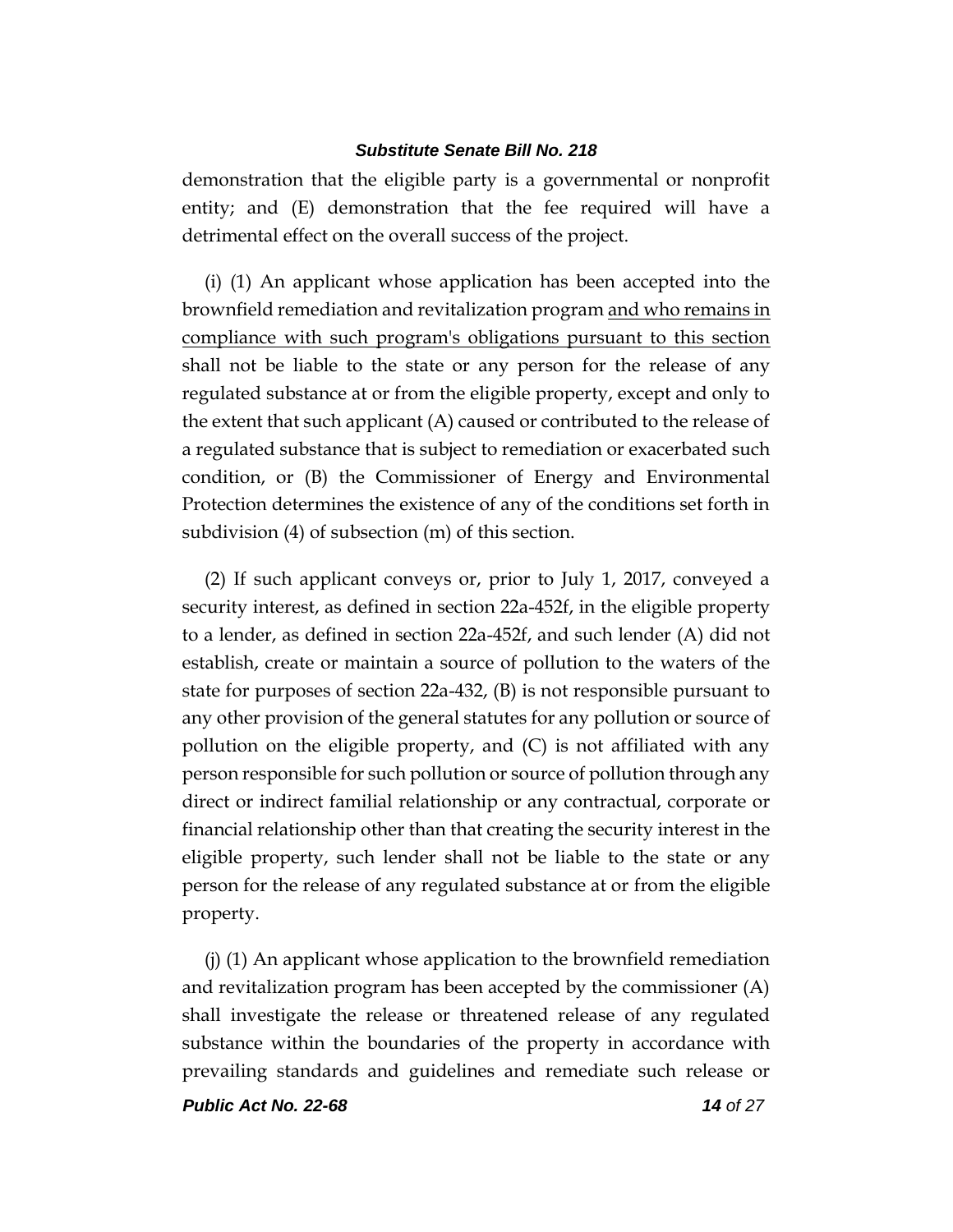demonstration that the eligible party is a governmental or nonprofit entity; and (E) demonstration that the fee required will have a detrimental effect on the overall success of the project.

(i) (1) An applicant whose application has been accepted into the brownfield remediation and revitalization program <u>and who remains in compliance with such program's obligations pursuant to this section</u> shall not be liable to the state or any person for the release of any regulated substance at or from the eligible property, except and only to the extent that such applicant (A) caused or contributed to the release of a regulated substance that is subject to remediation or exacerbated such condition, or (B) the Commissioner of Energy and Environmental Protection determines the existence of any of the conditions set forth in subdivision (4) of subsection (m) of this section.

(2) If such applicant conveys or, prior to July 1, 2017, conveyed a security interest, as defined in section 22a-452f, in the eligible property to a lender, as defined in section 22a-452f, and such lender (A) did not establish, create or maintain a source of pollution to the waters of the state for purposes of section 22a-432, (B) is not responsible pursuant to any other provision of the general statutes for any pollution or source of pollution on the eligible property, and (C) is not affiliated with any person responsible for such pollution or source of pollution through any direct or indirect familial relationship or any contractual, corporate or financial relationship other than that creating the security interest in the eligible property, such lender shall not be liable to the state or any person for the release of any regulated substance at or from the eligible property.

(j) (1) An applicant whose application to the brownfield remediation and revitalization program has been accepted by the commissioner (A) shall investigate the release or threatened release of any regulated substance within the boundaries of the property in accordance with prevailing standards and guidelines and remediate such release or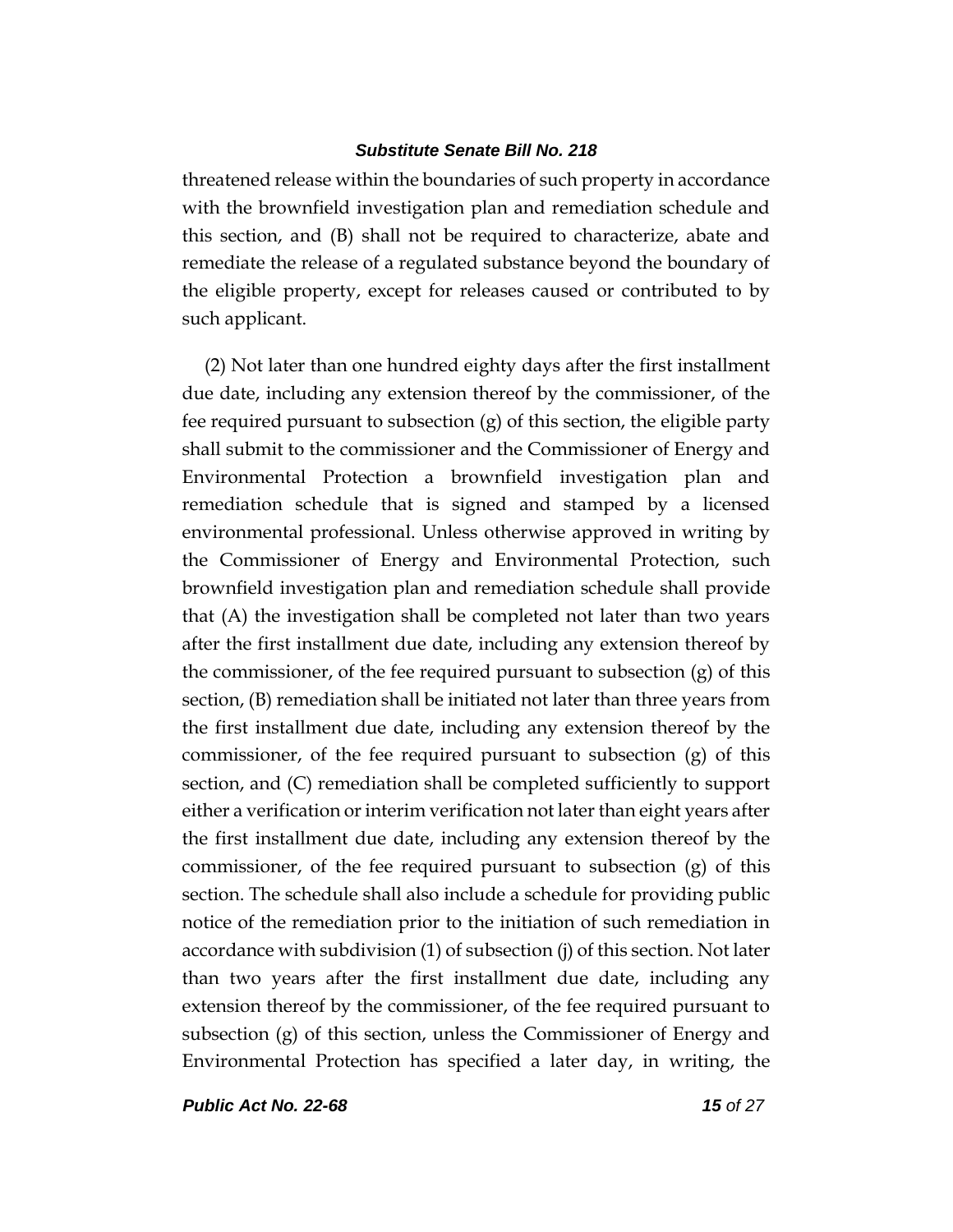threatened release within the boundaries of such property in accordance with the brownfield investigation plan and remediation schedule and this section, and (B) shall not be required to characterize, abate and remediate the release of a regulated substance beyond the boundary of the eligible property, except for releases caused or contributed to by such applicant.

(2) Not later than one hundred eighty days after the first installment due date, including any extension thereof by the commissioner, of the fee required pursuant to subsection (g) of this section, the eligible party shall submit to the commissioner and the Commissioner of Energy and Environmental Protection a brownfield investigation plan and remediation schedule that is signed and stamped by a licensed environmental professional. Unless otherwise approved in writing by the Commissioner of Energy and Environmental Protection, such brownfield investigation plan and remediation schedule shall provide that (A) the investigation shall be completed not later than two years after the first installment due date, including any extension thereof by the commissioner, of the fee required pursuant to subsection (g) of this section, (B) remediation shall be initiated not later than three years from the first installment due date, including any extension thereof by the commissioner, of the fee required pursuant to subsection (g) of this section, and (C) remediation shall be completed sufficiently to support either a verification or interim verification not later than eight years after the first installment due date, including any extension thereof by the commissioner, of the fee required pursuant to subsection (g) of this section. The schedule shall also include a schedule for providing public notice of the remediation prior to the initiation of such remediation in accordance with subdivision (1) of subsection (j) of this section. Not later than two years after the first installment due date, including any extension thereof by the commissioner, of the fee required pursuant to subsection (g) of this section, unless the Commissioner of Energy and Environmental Protection has specified a later day, in writing, the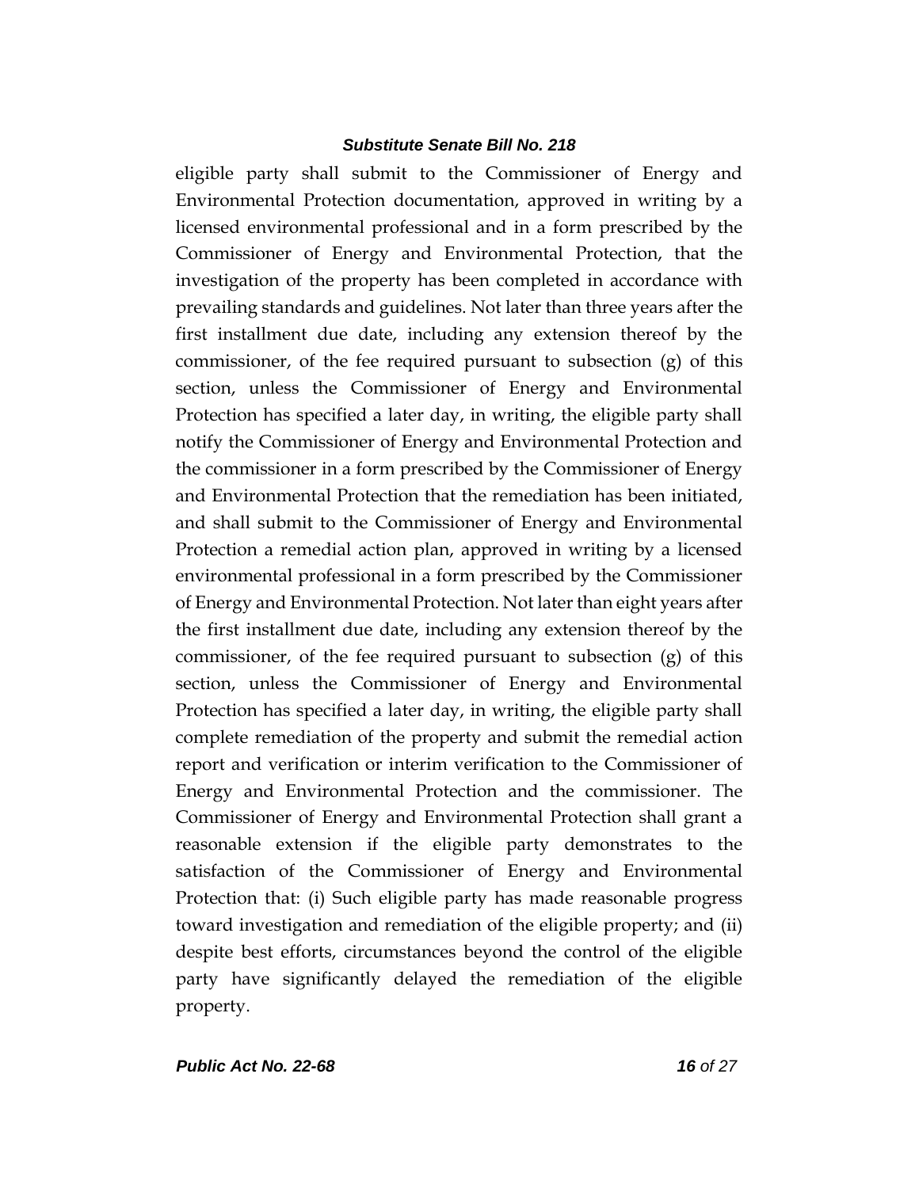eligible party shall submit to the Commissioner of Energy and Environmental Protection documentation, approved in writing by a licensed environmental professional and in a form prescribed by the Commissioner of Energy and Environmental Protection, that the investigation of the property has been completed in accordance with prevailing standards and guidelines. Not later than three years after the first installment due date, including any extension thereof by the commissioner, of the fee required pursuant to subsection (g) of this section, unless the Commissioner of Energy and Environmental Protection has specified a later day, in writing, the eligible party shall notify the Commissioner of Energy and Environmental Protection and the commissioner in a form prescribed by the Commissioner of Energy and Environmental Protection that the remediation has been initiated, and shall submit to the Commissioner of Energy and Environmental Protection a remedial action plan, approved in writing by a licensed environmental professional in a form prescribed by the Commissioner of Energy and Environmental Protection. Not later than eight years after the first installment due date, including any extension thereof by the commissioner, of the fee required pursuant to subsection (g) of this section, unless the Commissioner of Energy and Environmental Protection has specified a later day, in writing, the eligible party shall complete remediation of the property and submit the remedial action report and verification or interim verification to the Commissioner of Energy and Environmental Protection and the commissioner. The Commissioner of Energy and Environmental Protection shall grant a reasonable extension if the eligible party demonstrates to the satisfaction of the Commissioner of Energy and Environmental Protection that: (i) Such eligible party has made reasonable progress toward investigation and remediation of the eligible property; and (ii) despite best efforts, circumstances beyond the control of the eligible party have significantly delayed the remediation of the eligible property.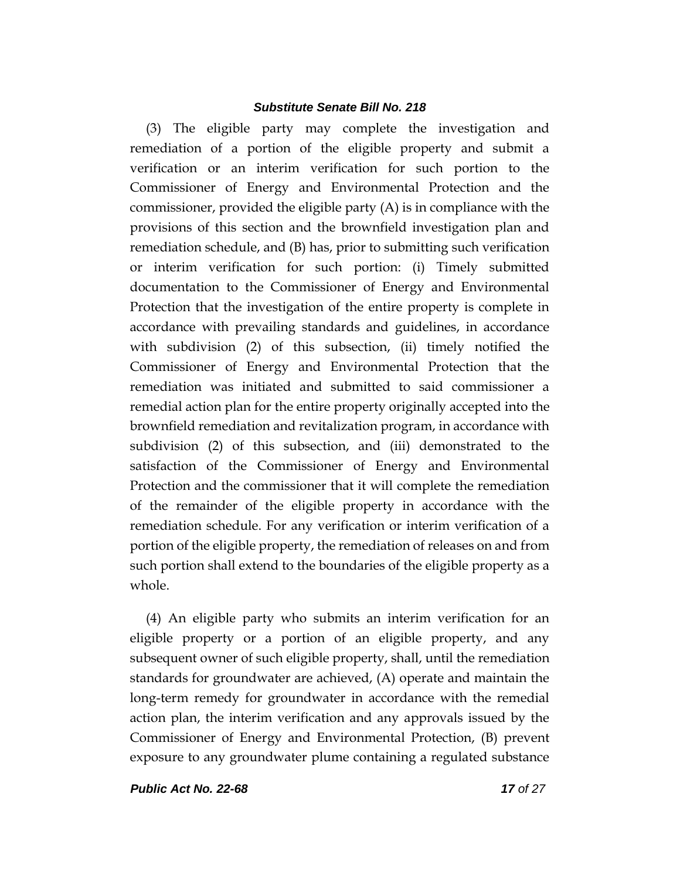(3) The eligible party may complete the investigation and remediation of a portion of the eligible property and submit a verification or an interim verification for such portion to the Commissioner of Energy and Environmental Protection and the commissioner, provided the eligible party (A) is in compliance with the provisions of this section and the brownfield investigation plan and remediation schedule, and (B) has, prior to submitting such verification or interim verification for such portion: (i) Timely submitted documentation to the Commissioner of Energy and Environmental Protection that the investigation of the entire property is complete in accordance with prevailing standards and guidelines, in accordance with subdivision (2) of this subsection, (ii) timely notified the Commissioner of Energy and Environmental Protection that the remediation was initiated and submitted to said commissioner a remedial action plan for the entire property originally accepted into the brownfield remediation and revitalization program, in accordance with subdivision (2) of this subsection, and (iii) demonstrated to the satisfaction of the Commissioner of Energy and Environmental Protection and the commissioner that it will complete the remediation of the remainder of the eligible property in accordance with the remediation schedule. For any verification or interim verification of a portion of the eligible property, the remediation of releases on and from such portion shall extend to the boundaries of the eligible property as a whole.

(4) An eligible party who submits an interim verification for an eligible property or a portion of an eligible property, and any subsequent owner of such eligible property, shall, until the remediation standards for groundwater are achieved, (A) operate and maintain the long-term remedy for groundwater in accordance with the remedial action plan, the interim verification and any approvals issued by the Commissioner of Energy and Environmental Protection, (B) prevent exposure to any groundwater plume containing a regulated substance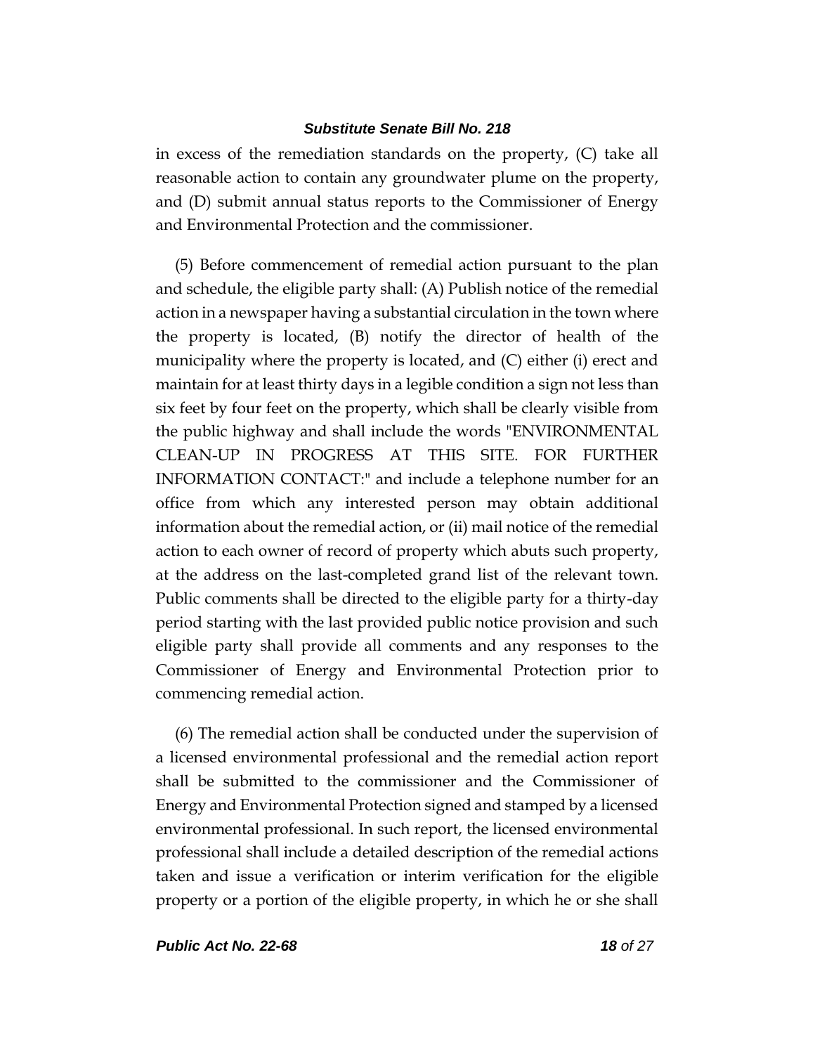in excess of the remediation standards on the property, (C) take all reasonable action to contain any groundwater plume on the property, and (D) submit annual status reports to the Commissioner of Energy and Environmental Protection and the commissioner.

(5) Before commencement of remedial action pursuant to the plan and schedule, the eligible party shall: (A) Publish notice of the remedial action in a newspaper having a substantial circulation in the town where the property is located, (B) notify the director of health of the municipality where the property is located, and (C) either (i) erect and maintain for at least thirty days in a legible condition a sign not less than six feet by four feet on the property, which shall be clearly visible from the public highway and shall include the words "ENVIRONMENTAL CLEAN-UP IN PROGRESS AT THIS SITE. FOR FURTHER INFORMATION CONTACT:" and include a telephone number for an office from which any interested person may obtain additional information about the remedial action, or (ii) mail notice of the remedial action to each owner of record of property which abuts such property, at the address on the last-completed grand list of the relevant town. Public comments shall be directed to the eligible party for a thirty-day period starting with the last provided public notice provision and such eligible party shall provide all comments and any responses to the Commissioner of Energy and Environmental Protection prior to commencing remedial action.

(6) The remedial action shall be conducted under the supervision of a licensed environmental professional and the remedial action report shall be submitted to the commissioner and the Commissioner of Energy and Environmental Protection signed and stamped by a licensed environmental professional. In such report, the licensed environmental professional shall include a detailed description of the remedial actions taken and issue a verification or interim verification for the eligible property or a portion of the eligible property, in which he or she shall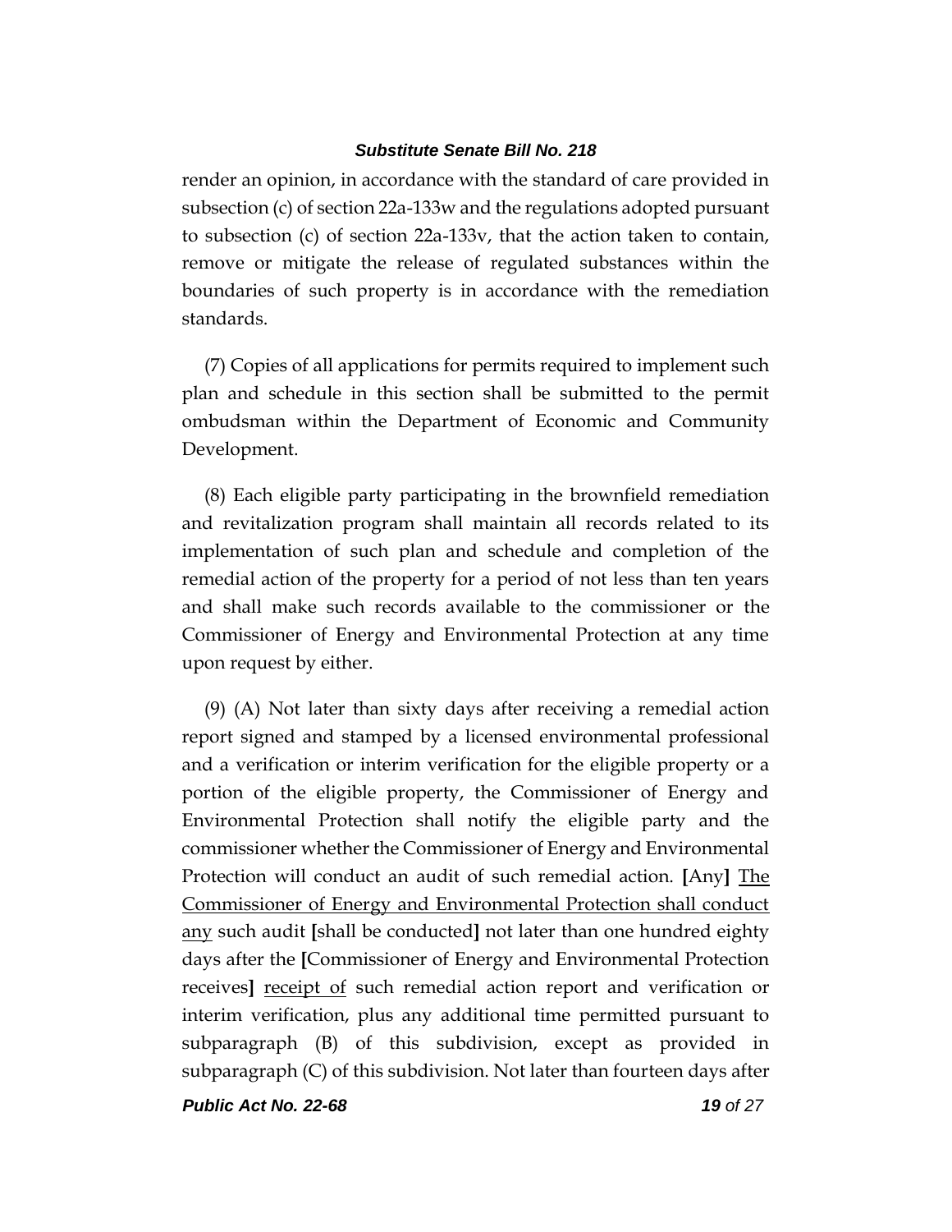render an opinion, in accordance with the standard of care provided in subsection (c) of section 22a-133w and the regulations adopted pursuant to subsection (c) of section 22a-133v, that the action taken to contain, remove or mitigate the release of regulated substances within the boundaries of such property is in accordance with the remediation standards.

(7) Copies of all applications for permits required to implement such plan and schedule in this section shall be submitted to the permit ombudsman within the Department of Economic and Community Development.

(8) Each eligible party participating in the brownfield remediation and revitalization program shall maintain all records related to its implementation of such plan and schedule and completion of the remedial action of the property for a period of not less than ten years and shall make such records available to the commissioner or the Commissioner of Energy and Environmental Protection at any time upon request by either.

(9) (A) Not later than sixty days after receiving a remedial action report signed and stamped by a licensed environmental professional and a verification or interim verification for the eligible property or a portion of the eligible property, the Commissioner of Energy and Environmental Protection shall notify the eligible party and the commissioner whether the Commissioner of Energy and Environmental Protection will conduct an audit of such remedial action. **[**Any**]** <u>The Commissioner of Energy and Environmental Protection shall conduct any</u> such audit **[**shall be conducted**]** not later than one hundred eighty days after the **[**Commissioner of Energy and Environmental Protection receives**]** <u>receipt of</u> such remedial action report and verification or interim verification, plus any additional time permitted pursuant to subparagraph (B) of this subdivision, except as provided in subparagraph (C) of this subdivision. Not later than fourteen days after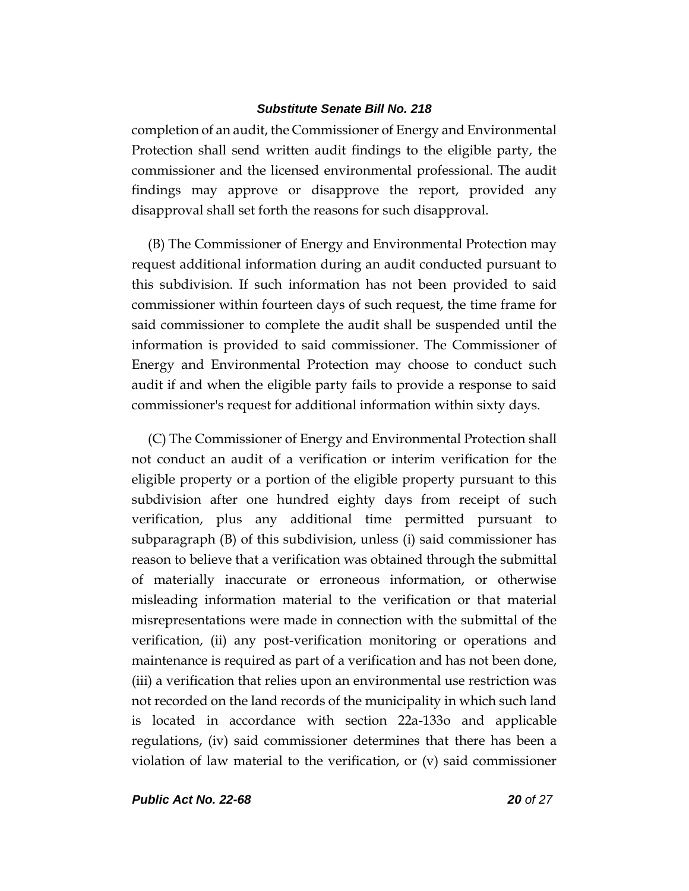completion of an audit, the Commissioner of Energy and Environmental Protection shall send written audit findings to the eligible party, the commissioner and the licensed environmental professional. The audit findings may approve or disapprove the report, provided any disapproval shall set forth the reasons for such disapproval.

(B) The Commissioner of Energy and Environmental Protection may request additional information during an audit conducted pursuant to this subdivision. If such information has not been provided to said commissioner within fourteen days of such request, the time frame for said commissioner to complete the audit shall be suspended until the information is provided to said commissioner. The Commissioner of Energy and Environmental Protection may choose to conduct such audit if and when the eligible party fails to provide a response to said commissioner's request for additional information within sixty days.

(C) The Commissioner of Energy and Environmental Protection shall not conduct an audit of a verification or interim verification for the eligible property or a portion of the eligible property pursuant to this subdivision after one hundred eighty days from receipt of such verification, plus any additional time permitted pursuant to subparagraph (B) of this subdivision, unless (i) said commissioner has reason to believe that a verification was obtained through the submittal of materially inaccurate or erroneous information, or otherwise misleading information material to the verification or that material misrepresentations were made in connection with the submittal of the verification, (ii) any post-verification monitoring or operations and maintenance is required as part of a verification and has not been done, (iii) a verification that relies upon an environmental use restriction was not recorded on the land records of the municipality in which such land is located in accordance with section 22a-133o and applicable regulations, (iv) said commissioner determines that there has been a violation of law material to the verification, or (v) said commissioner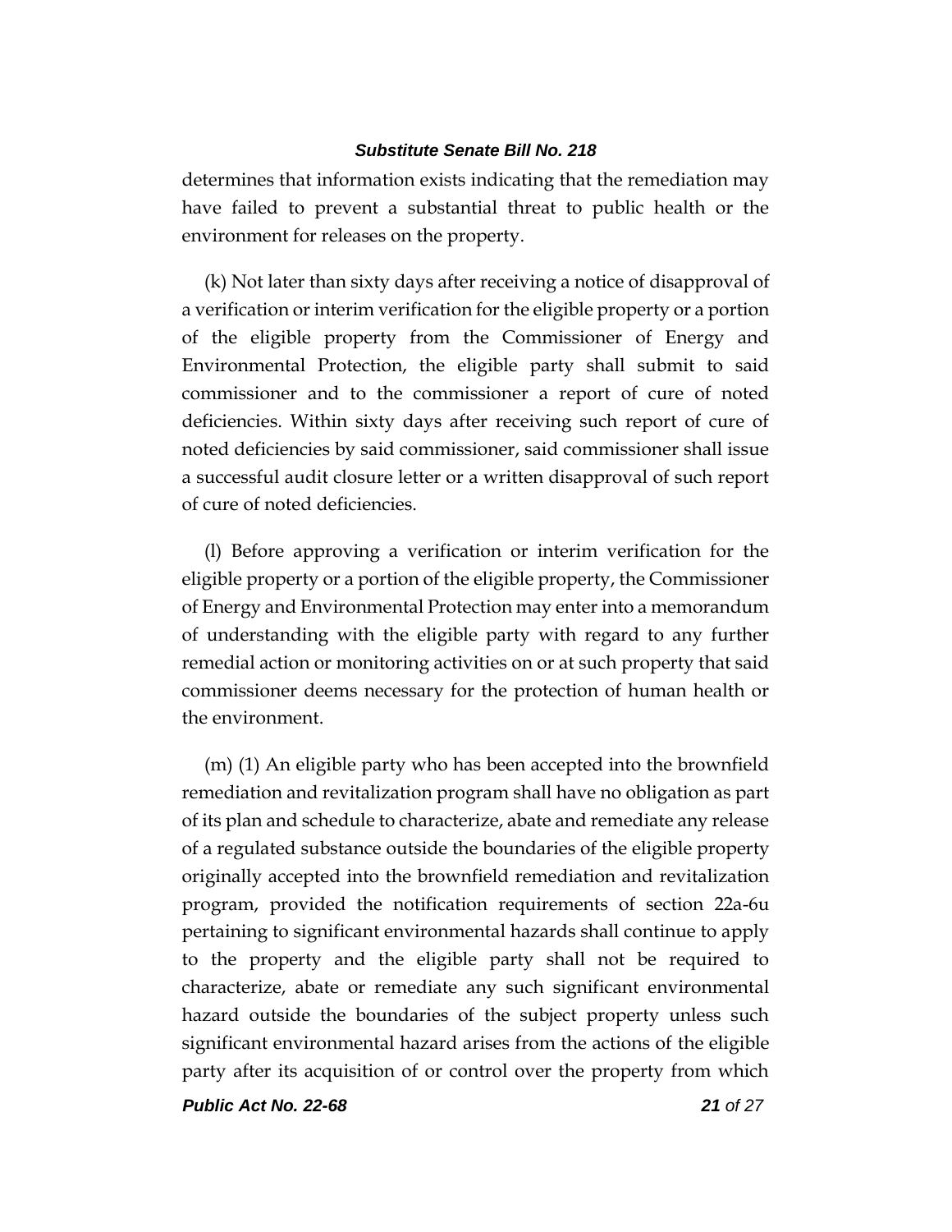determines that information exists indicating that the remediation may have failed to prevent a substantial threat to public health or the environment for releases on the property.

(k) Not later than sixty days after receiving a notice of disapproval of a verification or interim verification for the eligible property or a portion of the eligible property from the Commissioner of Energy and Environmental Protection, the eligible party shall submit to said commissioner and to the commissioner a report of cure of noted deficiencies. Within sixty days after receiving such report of cure of noted deficiencies by said commissioner, said commissioner shall issue a successful audit closure letter or a written disapproval of such report of cure of noted deficiencies.

(l) Before approving a verification or interim verification for the eligible property or a portion of the eligible property, the Commissioner of Energy and Environmental Protection may enter into a memorandum of understanding with the eligible party with regard to any further remedial action or monitoring activities on or at such property that said commissioner deems necessary for the protection of human health or the environment.

(m) (1) An eligible party who has been accepted into the brownfield remediation and revitalization program shall have no obligation as part of its plan and schedule to characterize, abate and remediate any release of a regulated substance outside the boundaries of the eligible property originally accepted into the brownfield remediation and revitalization program, provided the notification requirements of section 22a-6u pertaining to significant environmental hazards shall continue to apply to the property and the eligible party shall not be required to characterize, abate or remediate any such significant environmental hazard outside the boundaries of the subject property unless such significant environmental hazard arises from the actions of the eligible party after its acquisition of or control over the property from which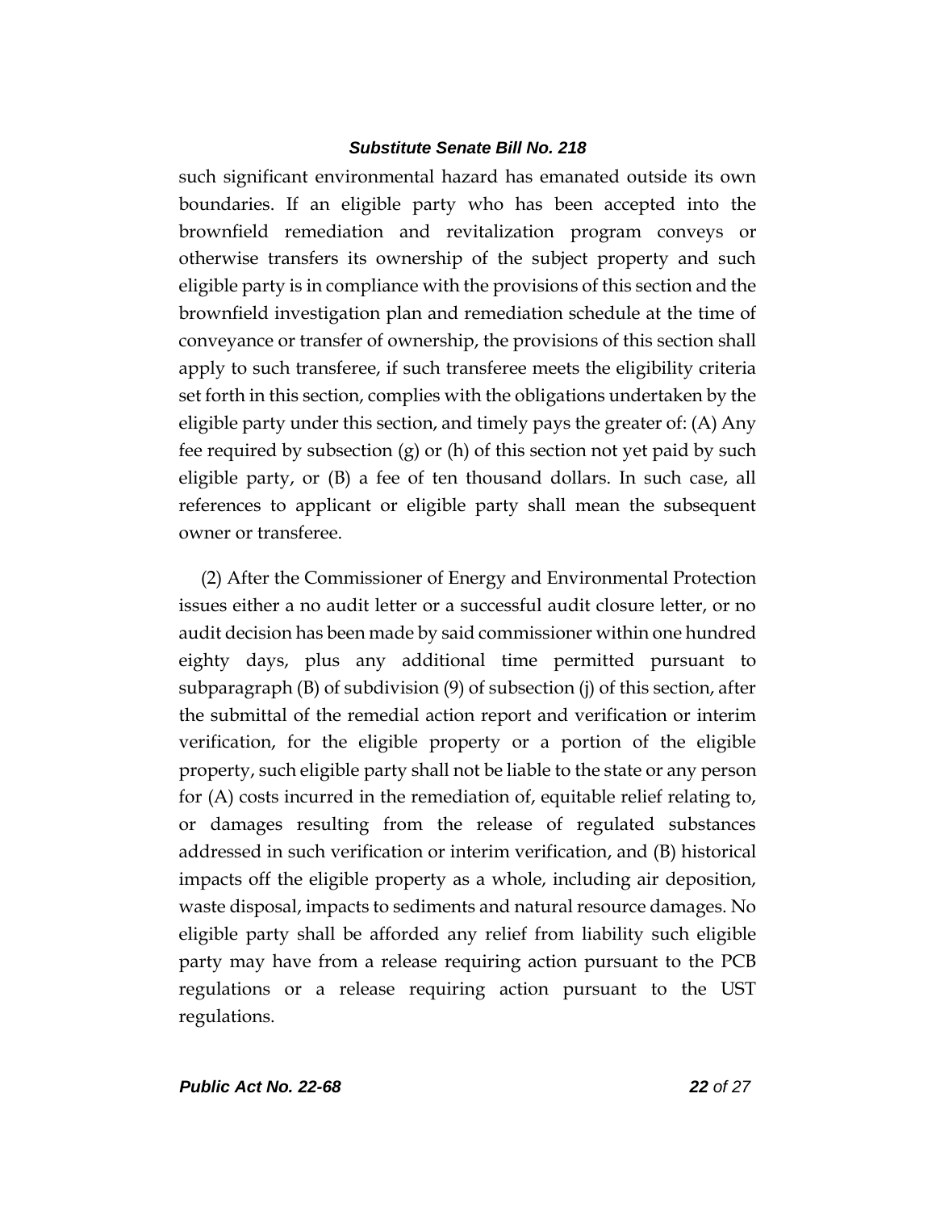such significant environmental hazard has emanated outside its own boundaries. If an eligible party who has been accepted into the brownfield remediation and revitalization program conveys or otherwise transfers its ownership of the subject property and such eligible party is in compliance with the provisions of this section and the brownfield investigation plan and remediation schedule at the time of conveyance or transfer of ownership, the provisions of this section shall apply to such transferee, if such transferee meets the eligibility criteria set forth in this section, complies with the obligations undertaken by the eligible party under this section, and timely pays the greater of: (A) Any fee required by subsection (g) or (h) of this section not yet paid by such eligible party, or (B) a fee of ten thousand dollars. In such case, all references to applicant or eligible party shall mean the subsequent owner or transferee.

(2) After the Commissioner of Energy and Environmental Protection issues either a no audit letter or a successful audit closure letter, or no audit decision has been made by said commissioner within one hundred eighty days, plus any additional time permitted pursuant to subparagraph (B) of subdivision (9) of subsection (j) of this section, after the submittal of the remedial action report and verification or interim verification, for the eligible property or a portion of the eligible property, such eligible party shall not be liable to the state or any person for (A) costs incurred in the remediation of, equitable relief relating to, or damages resulting from the release of regulated substances addressed in such verification or interim verification, and (B) historical impacts off the eligible property as a whole, including air deposition, waste disposal, impacts to sediments and natural resource damages. No eligible party shall be afforded any relief from liability such eligible party may have from a release requiring action pursuant to the PCB regulations or a release requiring action pursuant to the UST regulations.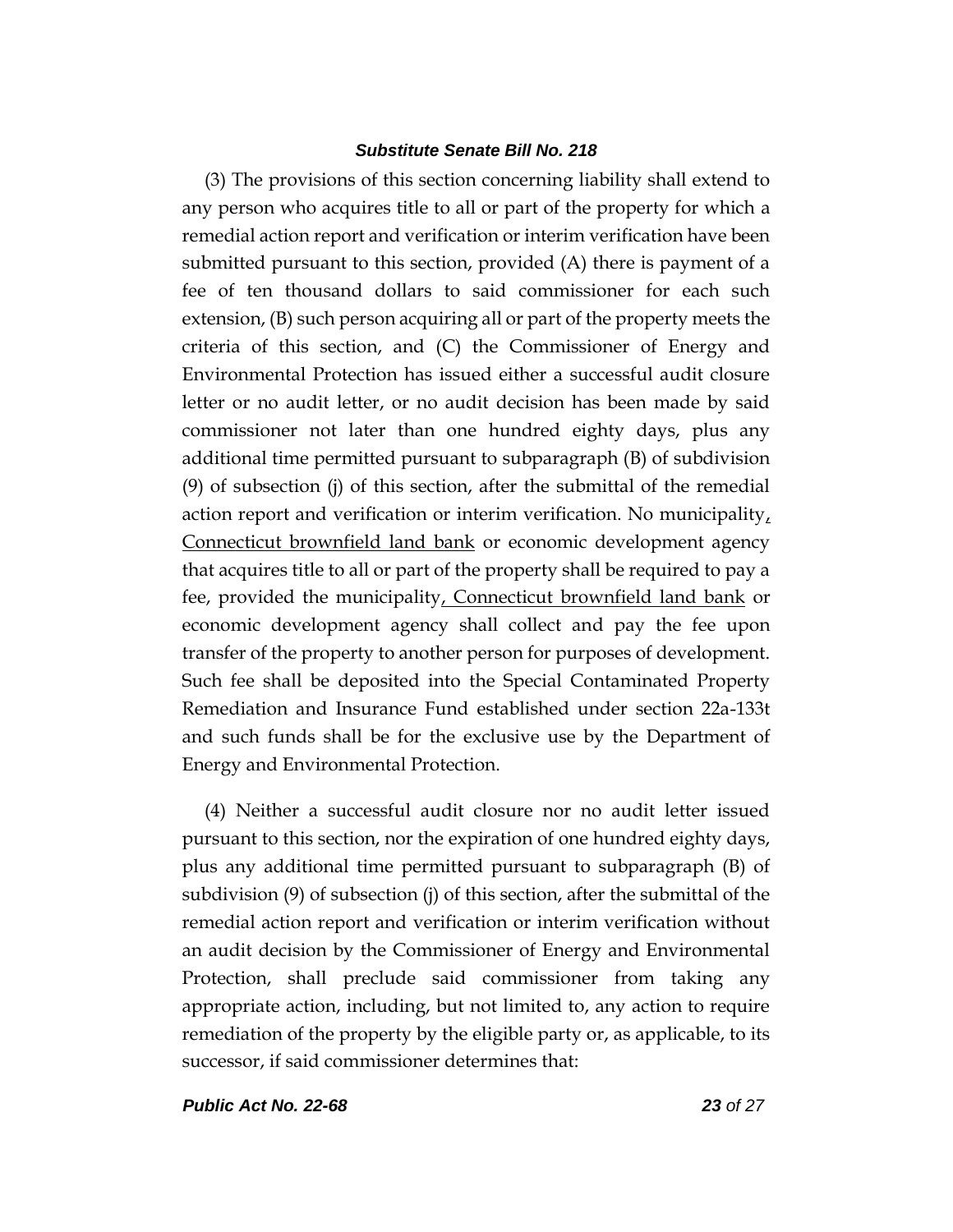(3) The provisions of this section concerning liability shall extend to any person who acquires title to all or part of the property for which a remedial action report and verification or interim verification have been submitted pursuant to this section, provided (A) there is payment of a fee of ten thousand dollars to said commissioner for each such extension, (B) such person acquiring all or part of the property meets the criteria of this section, and (C) the Commissioner of Energy and Environmental Protection has issued either a successful audit closure letter or no audit letter, or no audit decision has been made by said commissioner not later than one hundred eighty days, plus any additional time permitted pursuant to subparagraph (B) of subdivision (9) of subsection (j) of this section, after the submittal of the remedial action report and verification or interim verification. No municipality, Connecticut brownfield land bank or economic development agency that acquires title to all or part of the property shall be required to pay a fee, provided the municipality, Connecticut brownfield land bank or economic development agency shall collect and pay the fee upon transfer of the property to another person for purposes of development. Such fee shall be deposited into the Special Contaminated Property Remediation and Insurance Fund established under section 22a-133t and such funds shall be for the exclusive use by the Department of Energy and Environmental Protection.

(4) Neither a successful audit closure nor no audit letter issued pursuant to this section, nor the expiration of one hundred eighty days, plus any additional time permitted pursuant to subparagraph (B) of subdivision (9) of subsection (j) of this section, after the submittal of the remedial action report and verification or interim verification without an audit decision by the Commissioner of Energy and Environmental Protection, shall preclude said commissioner from taking any appropriate action, including, but not limited to, any action to require remediation of the property by the eligible party or, as applicable, to its successor, if said commissioner determines that: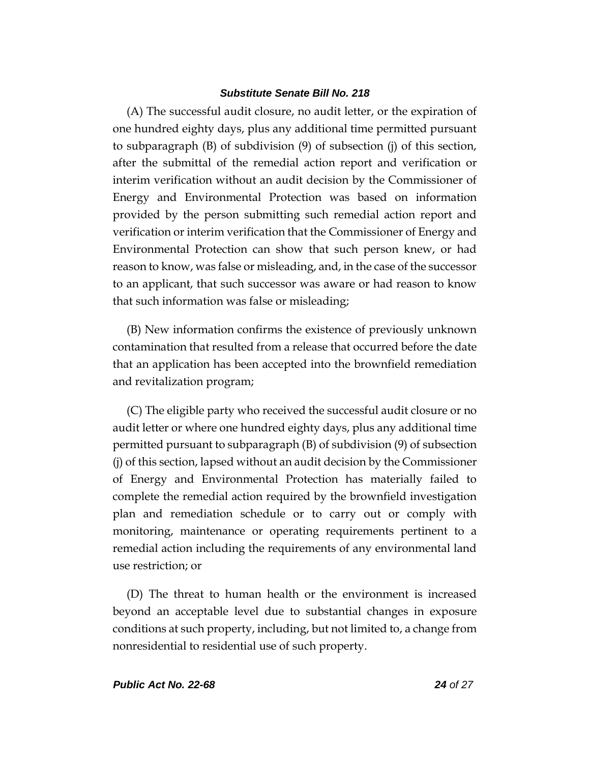(A) The successful audit closure, no audit letter, or the expiration of one hundred eighty days, plus any additional time permitted pursuant to subparagraph (B) of subdivision (9) of subsection (j) of this section, after the submittal of the remedial action report and verification or interim verification without an audit decision by the Commissioner of Energy and Environmental Protection was based on information provided by the person submitting such remedial action report and verification or interim verification that the Commissioner of Energy and Environmental Protection can show that such person knew, or had reason to know, was false or misleading, and, in the case of the successor to an applicant, that such successor was aware or had reason to know that such information was false or misleading;

(B) New information confirms the existence of previously unknown contamination that resulted from a release that occurred before the date that an application has been accepted into the brownfield remediation and revitalization program;

(C) The eligible party who received the successful audit closure or no audit letter or where one hundred eighty days, plus any additional time permitted pursuant to subparagraph (B) of subdivision (9) of subsection (j) of this section, lapsed without an audit decision by the Commissioner of Energy and Environmental Protection has materially failed to complete the remedial action required by the brownfield investigation plan and remediation schedule or to carry out or comply with monitoring, maintenance or operating requirements pertinent to a remedial action including the requirements of any environmental land use restriction; or

(D) The threat to human health or the environment is increased beyond an acceptable level due to substantial changes in exposure conditions at such property, including, but not limited to, a change from nonresidential to residential use of such property.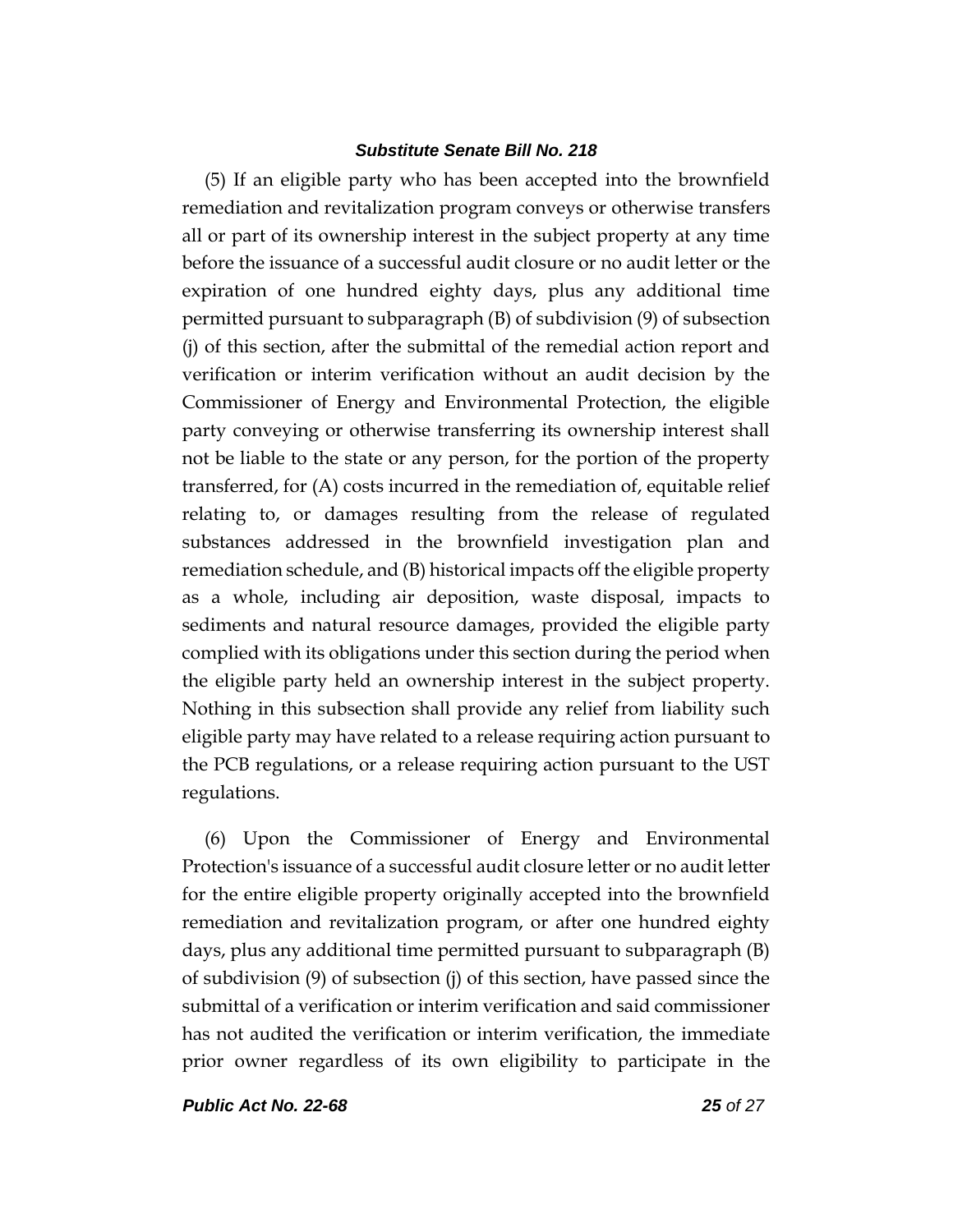(5) If an eligible party who has been accepted into the brownfield remediation and revitalization program conveys or otherwise transfers all or part of its ownership interest in the subject property at any time before the issuance of a successful audit closure or no audit letter or the expiration of one hundred eighty days, plus any additional time permitted pursuant to subparagraph (B) of subdivision (9) of subsection (j) of this section, after the submittal of the remedial action report and verification or interim verification without an audit decision by the Commissioner of Energy and Environmental Protection, the eligible party conveying or otherwise transferring its ownership interest shall not be liable to the state or any person, for the portion of the property transferred, for (A) costs incurred in the remediation of, equitable relief relating to, or damages resulting from the release of regulated substances addressed in the brownfield investigation plan and remediation schedule, and (B) historical impacts off the eligible property as a whole, including air deposition, waste disposal, impacts to sediments and natural resource damages, provided the eligible party complied with its obligations under this section during the period when the eligible party held an ownership interest in the subject property. Nothing in this subsection shall provide any relief from liability such eligible party may have related to a release requiring action pursuant to the PCB regulations, or a release requiring action pursuant to the UST regulations.

(6) Upon the Commissioner of Energy and Environmental Protection's issuance of a successful audit closure letter or no audit letter for the entire eligible property originally accepted into the brownfield remediation and revitalization program, or after one hundred eighty days, plus any additional time permitted pursuant to subparagraph (B) of subdivision (9) of subsection (j) of this section, have passed since the submittal of a verification or interim verification and said commissioner has not audited the verification or interim verification, the immediate prior owner regardless of its own eligibility to participate in the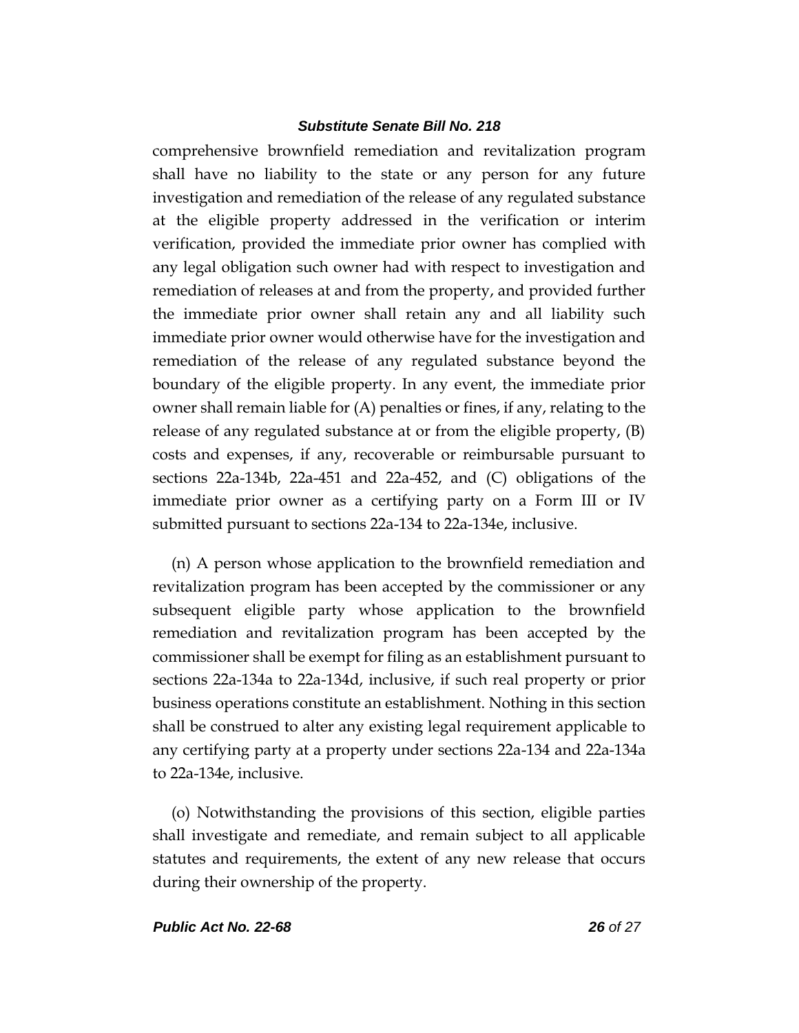comprehensive brownfield remediation and revitalization program shall have no liability to the state or any person for any future investigation and remediation of the release of any regulated substance at the eligible property addressed in the verification or interim verification, provided the immediate prior owner has complied with any legal obligation such owner had with respect to investigation and remediation of releases at and from the property, and provided further the immediate prior owner shall retain any and all liability such immediate prior owner would otherwise have for the investigation and remediation of the release of any regulated substance beyond the boundary of the eligible property. In any event, the immediate prior owner shall remain liable for (A) penalties or fines, if any, relating to the release of any regulated substance at or from the eligible property, (B) costs and expenses, if any, recoverable or reimbursable pursuant to sections 22a-134b, 22a-451 and 22a-452, and (C) obligations of the immediate prior owner as a certifying party on a Form III or IV submitted pursuant to sections 22a-134 to 22a-134e, inclusive.

(n) A person whose application to the brownfield remediation and revitalization program has been accepted by the commissioner or any subsequent eligible party whose application to the brownfield remediation and revitalization program has been accepted by the commissioner shall be exempt for filing as an establishment pursuant to sections 22a-134a to 22a-134d, inclusive, if such real property or prior business operations constitute an establishment. Nothing in this section shall be construed to alter any existing legal requirement applicable to any certifying party at a property under sections 22a-134 and 22a-134a to 22a-134e, inclusive.

(o) Notwithstanding the provisions of this section, eligible parties shall investigate and remediate, and remain subject to all applicable statutes and requirements, the extent of any new release that occurs during their ownership of the property.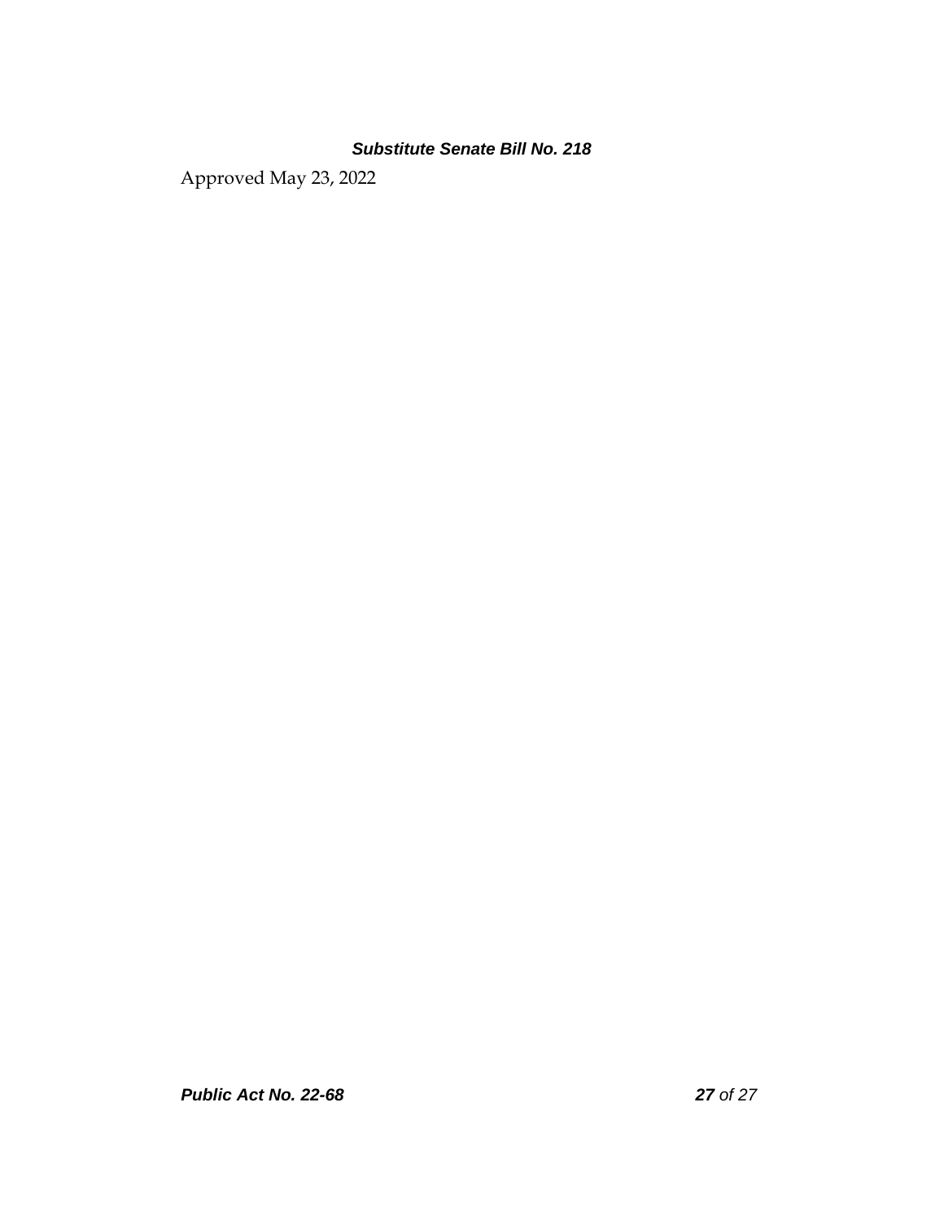Approved May 23, 2022